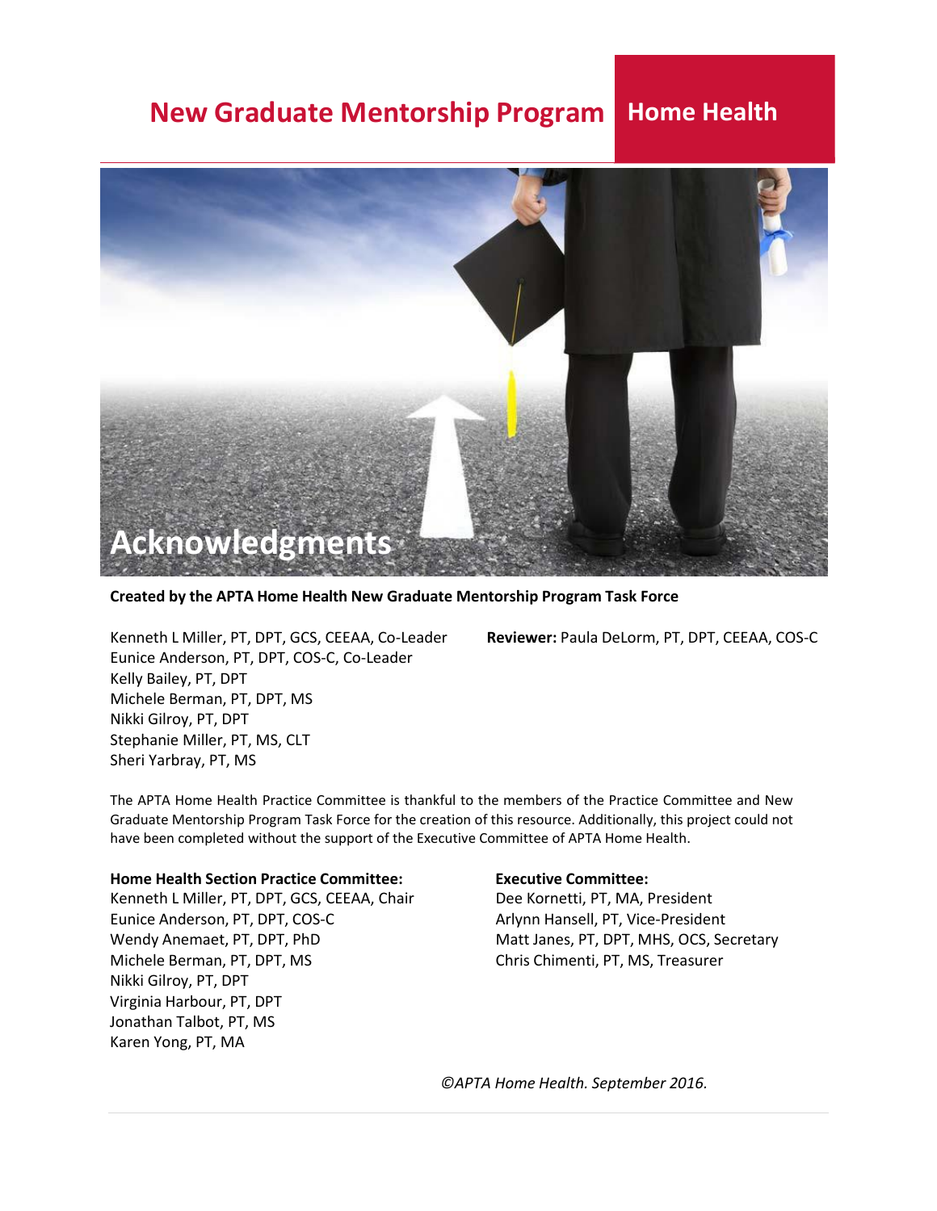# New Graduate Mentorship Program | Home Health

## Acknowledgments

**Created by the APTA Home Health New Graduate Mentorship Program Task Force**

Kenneth L Miller, PT, DPT, GCS, CEEAA, Co-Leader
Eunice Anderson, PT, DPT, COS-C, Co-Leader
Kelly Bailey, PT, DPT
Michele Berman, PT, DPT, MS
Nikki Gilroy, PT, DPT
Stephanie Miller, PT, MS, CLT
Sheri Yarbray, PT, MS

**Reviewer:** Paula DeLorm, PT, DPT, CEEAA, COS-C

The APTA Home Health Practice Committee is thankful to the members of the Practice Committee and New Graduate Mentorship Program Task Force for the creation of this resource. Additionally, this project could not have been completed without the support of the Executive Committee of APTA Home Health.

**Home Health Section Practice Committee:**
Kenneth L Miller, PT, DPT, GCS, CEEAA, Chair
Eunice Anderson, PT, DPT, COS-C
Wendy Anemaet, PT, DPT, PhD
Michele Berman, PT, DPT, MS
Nikki Gilroy, PT, DPT
Virginia Harbour, PT, DPT
Jonathan Talbot, PT, MS
Karen Yong, PT, MA

**Executive Committee:**
Dee Kornetti, PT, MA, President
Arlynn Hansell, PT, Vice-President
Matt Janes, PT, DPT, MHS, OCS, Secretary
Chris Chimenti, PT, MS, Treasurer

*©APTA Home Health. September 2016.*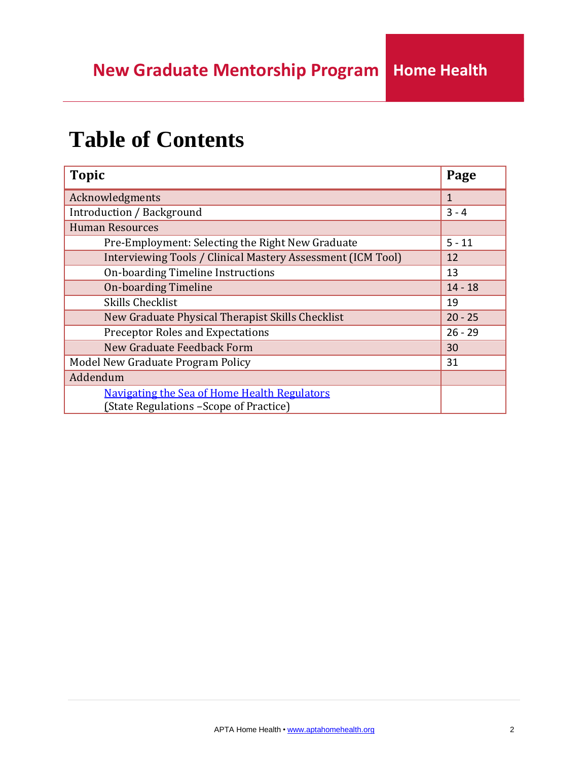# Table of Contents

| Topic | Page |
|---|---|
| Acknowledgments | 1 |
| Introduction / Background | 3 - 4 |
| Human Resources | |
| Pre-Employment: Selecting the Right New Graduate | 5 - 11 |
| Interviewing Tools / Clinical Mastery Assessment (ICM Tool) | 12 |
| On-boarding Timeline Instructions | 13 |
| On-boarding Timeline | 14 - 18 |
| Skills Checklist | 19 |
| New Graduate Physical Therapist Skills Checklist | 20 - 25 |
| Preceptor Roles and Expectations | 26 - 29 |
| New Graduate Feedback Form | 30 |
| Model New Graduate Program Policy | 31 |
| Addendum | |
| Navigating the Sea of Home Health Regulators (State Regulations –Scope of Practice) | |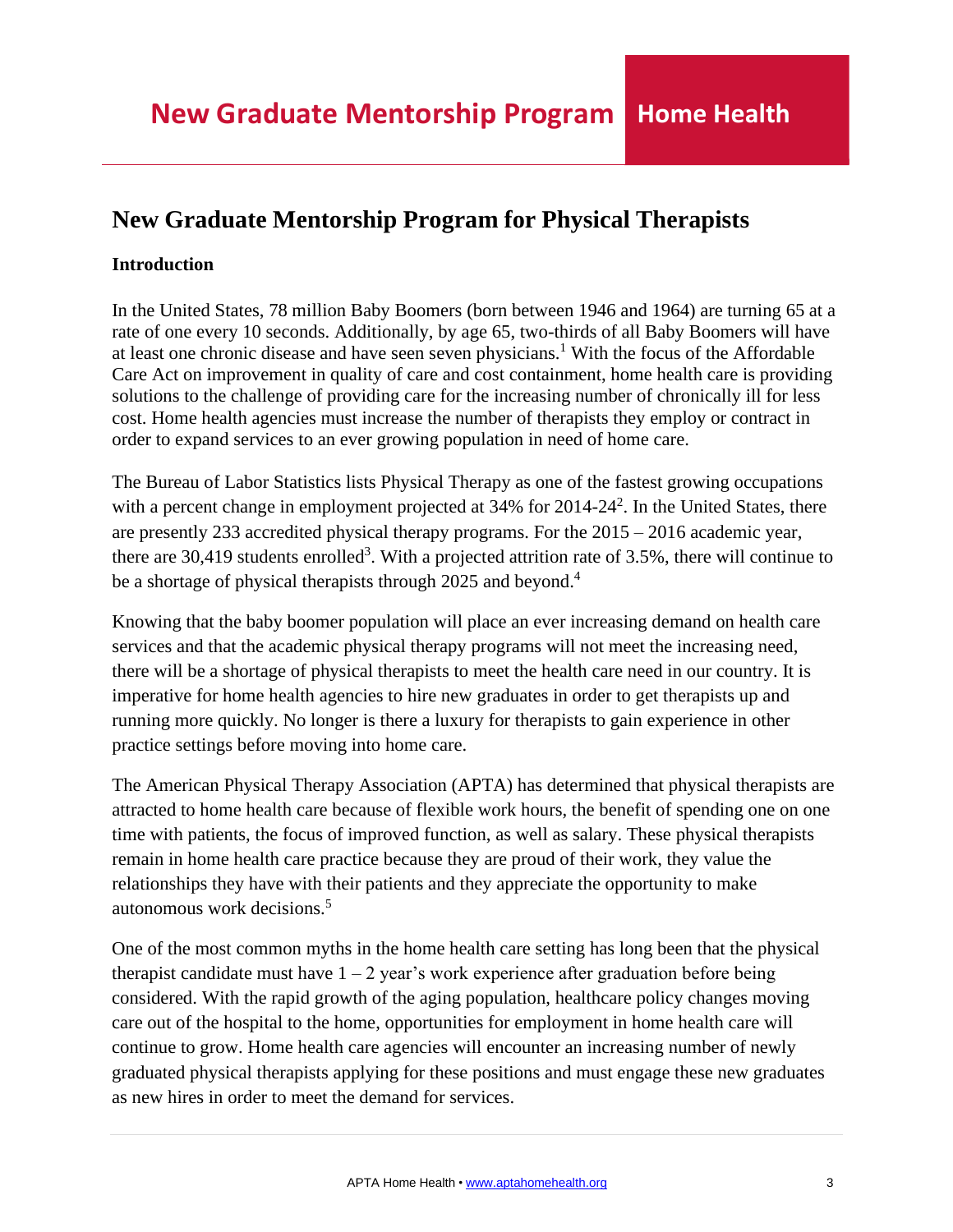# New Graduate Mentorship Program for Physical Therapists

## Introduction

In the United States, 78 million Baby Boomers (born between 1946 and 1964) are turning 65 at a rate of one every 10 seconds. Additionally, by age 65, two-thirds of all Baby Boomers will have at least one chronic disease and have seen seven physicians.[1] With the focus of the Affordable Care Act on improvement in quality of care and cost containment, home health care is providing solutions to the challenge of providing care for the increasing number of chronically ill for less cost. Home health agencies must increase the number of therapists they employ or contract in order to expand services to an ever growing population in need of home care.

The Bureau of Labor Statistics lists Physical Therapy as one of the fastest growing occupations with a percent change in employment projected at 34% for 2014-24[2]. In the United States, there are presently 233 accredited physical therapy programs. For the 2015 – 2016 academic year, there are 30,419 students enrolled[3]. With a projected attrition rate of 3.5%, there will continue to be a shortage of physical therapists through 2025 and beyond.[4]

Knowing that the baby boomer population will place an ever increasing demand on health care services and that the academic physical therapy programs will not meet the increasing need, there will be a shortage of physical therapists to meet the health care need in our country. It is imperative for home health agencies to hire new graduates in order to get therapists up and running more quickly. No longer is there a luxury for therapists to gain experience in other practice settings before moving into home care.

The American Physical Therapy Association (APTA) has determined that physical therapists are attracted to home health care because of flexible work hours, the benefit of spending one on one time with patients, the focus of improved function, as well as salary. These physical therapists remain in home health care practice because they are proud of their work, they value the relationships they have with their patients and they appreciate the opportunity to make autonomous work decisions.[5]

One of the most common myths in the home health care setting has long been that the physical therapist candidate must have 1 – 2 year's work experience after graduation before being considered. With the rapid growth of the aging population, healthcare policy changes moving care out of the hospital to the home, opportunities for employment in home health care will continue to grow. Home health care agencies will encounter an increasing number of newly graduated physical therapists applying for these positions and must engage these new graduates as new hires in order to meet the demand for services.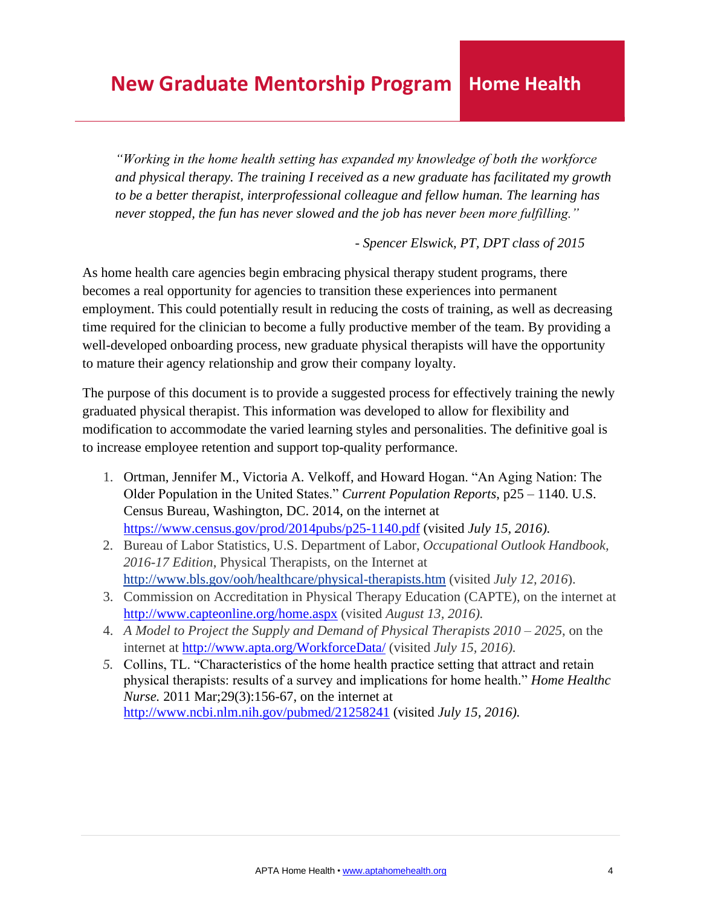*"Working in the home health setting has expanded my knowledge of both the workforce and physical therapy. The training I received as a new graduate has facilitated my growth to be a better therapist, interprofessional colleague and fellow human. The learning has never stopped, the fun has never slowed and the job has never been more fulfilling."*

*- Spencer Elswick, PT, DPT class of 2015*

As home health care agencies begin embracing physical therapy student programs, there becomes a real opportunity for agencies to transition these experiences into permanent employment. This could potentially result in reducing the costs of training, as well as decreasing time required for the clinician to become a fully productive member of the team. By providing a well-developed onboarding process, new graduate physical therapists will have the opportunity to mature their agency relationship and grow their company loyalty.

The purpose of this document is to provide a suggested process for effectively training the newly graduated physical therapist. This information was developed to allow for flexibility and modification to accommodate the varied learning styles and personalities. The definitive goal is to increase employee retention and support top-quality performance.

1. Ortman, Jennifer M., Victoria A. Velkoff, and Howard Hogan. "An Aging Nation: The Older Population in the United States." *Current Population Reports*, p25 – 1140. U.S. Census Bureau, Washington, DC. 2014, on the internet at https://www.census.gov/prod/2014pubs/p25-1140.pdf (visited *July 15, 2016).*
2. Bureau of Labor Statistics, U.S. Department of Labor, *Occupational Outlook Handbook, 2016-17 Edition*, Physical Therapists, on the Internet at http://www.bls.gov/ooh/healthcare/physical-therapists.htm (visited *July 12, 2016*).
3. Commission on Accreditation in Physical Therapy Education (CAPTE), on the internet at http://www.capteonline.org/home.aspx (visited *August 13, 2016).*
4. *A Model to Project the Supply and Demand of Physical Therapists 2010 – 2025*, on the internet at http://www.apta.org/WorkforceData/ (visited *July 15, 2016).*
5. Collins, TL. "Characteristics of the home health practice setting that attract and retain physical therapists: results of a survey and implications for home health." *Home Healthc Nurse.* 2011 Mar;29(3):156-67, on the internet at http://www.ncbi.nlm.nih.gov/pubmed/21258241 (visited *July 15, 2016).*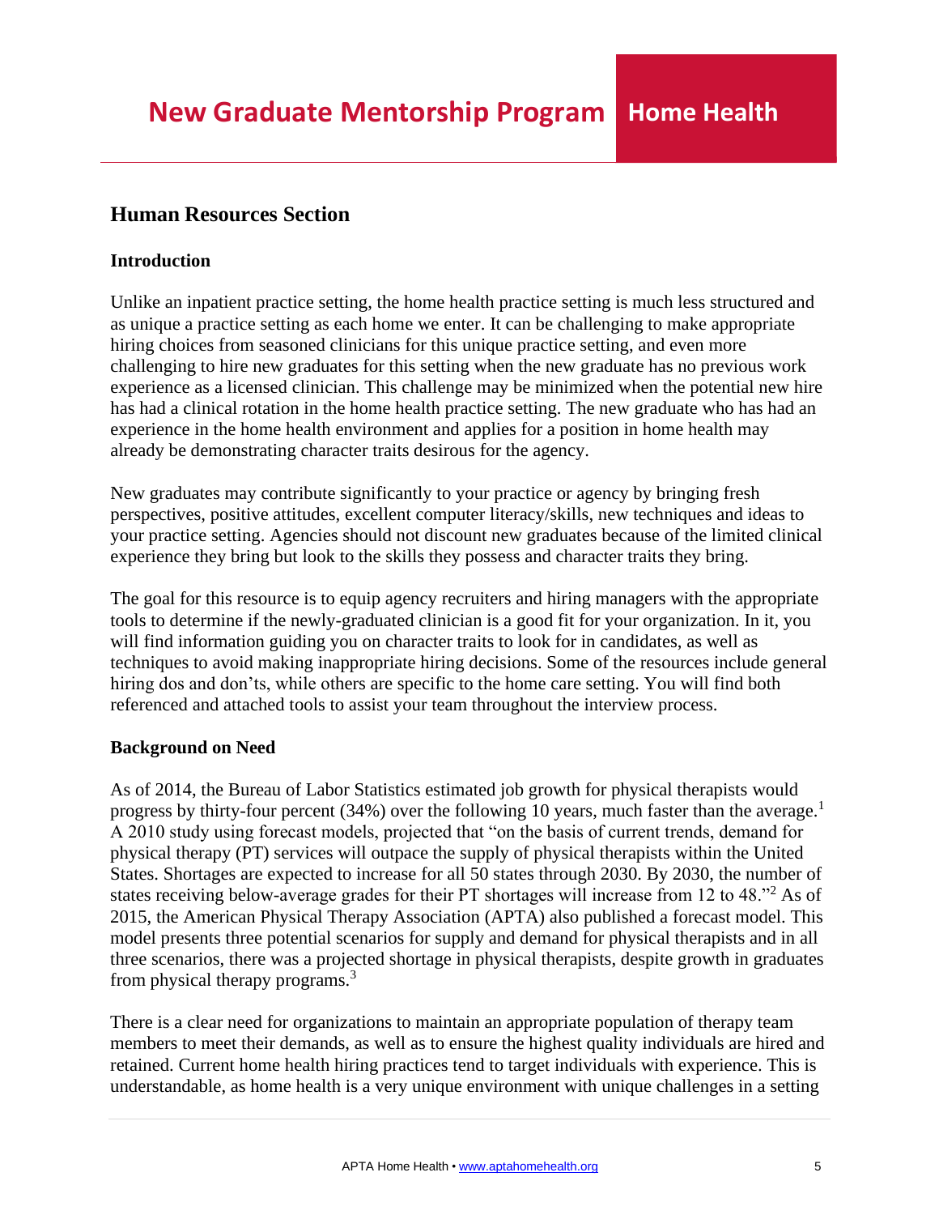## Human Resources Section

### Introduction

Unlike an inpatient practice setting, the home health practice setting is much less structured and as unique a practice setting as each home we enter. It can be challenging to make appropriate hiring choices from seasoned clinicians for this unique practice setting, and even more challenging to hire new graduates for this setting when the new graduate has no previous work experience as a licensed clinician. This challenge may be minimized when the potential new hire has had a clinical rotation in the home health practice setting. The new graduate who has had an experience in the home health environment and applies for a position in home health may already be demonstrating character traits desirous for the agency.

New graduates may contribute significantly to your practice or agency by bringing fresh perspectives, positive attitudes, excellent computer literacy/skills, new techniques and ideas to your practice setting. Agencies should not discount new graduates because of the limited clinical experience they bring but look to the skills they possess and character traits they bring.

The goal for this resource is to equip agency recruiters and hiring managers with the appropriate tools to determine if the newly-graduated clinician is a good fit for your organization. In it, you will find information guiding you on character traits to look for in candidates, as well as techniques to avoid making inappropriate hiring decisions. Some of the resources include general hiring dos and don'ts, while others are specific to the home care setting. You will find both referenced and attached tools to assist your team throughout the interview process.

### Background on Need

As of 2014, the Bureau of Labor Statistics estimated job growth for physical therapists would progress by thirty-four percent (34%) over the following 10 years, much faster than the average.[1] A 2010 study using forecast models, projected that "on the basis of current trends, demand for physical therapy (PT) services will outpace the supply of physical therapists within the United States. Shortages are expected to increase for all 50 states through 2030. By 2030, the number of states receiving below-average grades for their PT shortages will increase from 12 to 48."[2] As of 2015, the American Physical Therapy Association (APTA) also published a forecast model. This model presents three potential scenarios for supply and demand for physical therapists and in all three scenarios, there was a projected shortage in physical therapists, despite growth in graduates from physical therapy programs.[3]

There is a clear need for organizations to maintain an appropriate population of therapy team members to meet their demands, as well as to ensure the highest quality individuals are hired and retained. Current home health hiring practices tend to target individuals with experience. This is understandable, as home health is a very unique environment with unique challenges in a setting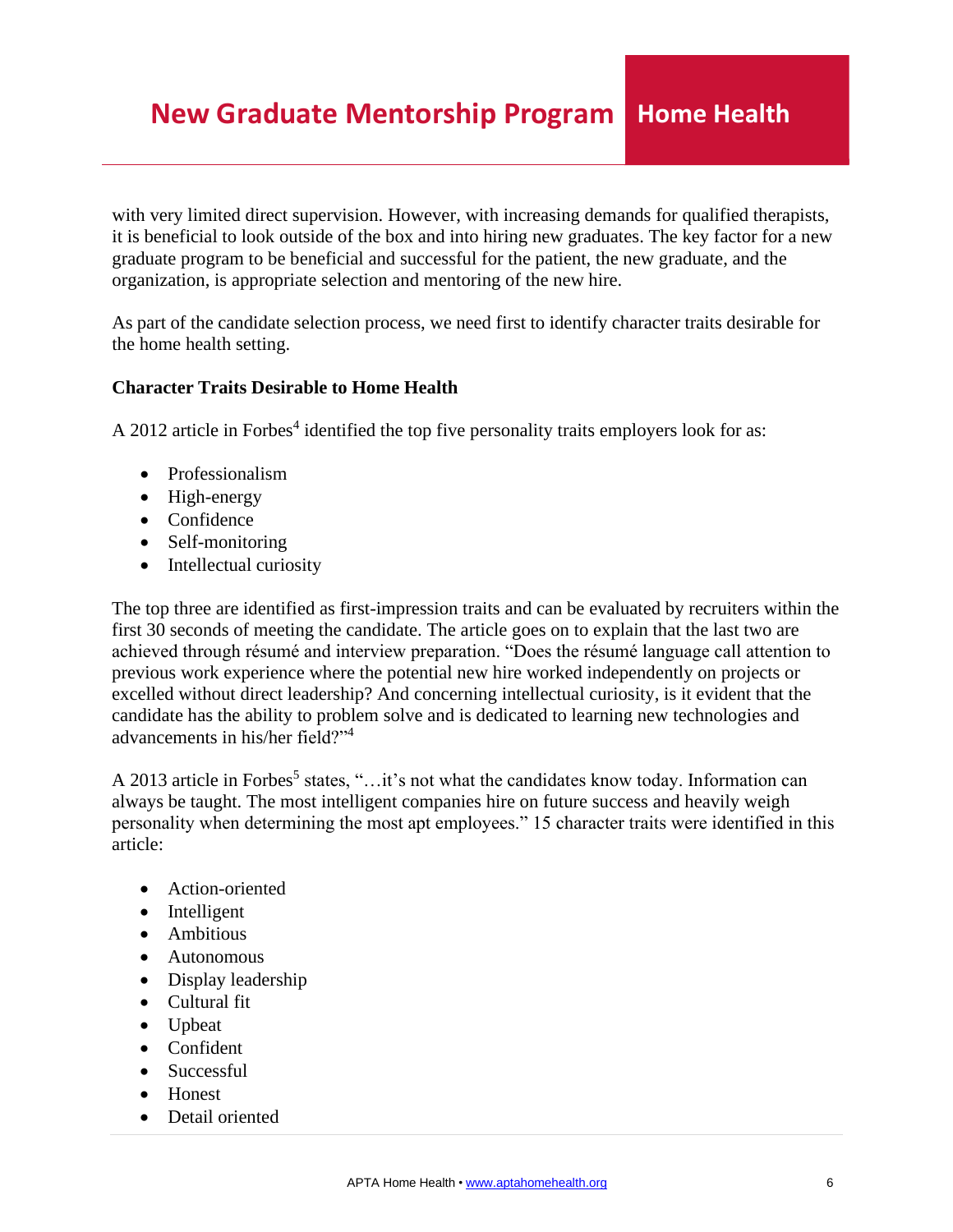with very limited direct supervision. However, with increasing demands for qualified therapists, it is beneficial to look outside of the box and into hiring new graduates. The key factor for a new graduate program to be beneficial and successful for the patient, the new graduate, and the organization, is appropriate selection and mentoring of the new hire.

As part of the candidate selection process, we need first to identify character traits desirable for the home health setting.

**Character Traits Desirable to Home Health**

A 2012 article in Forbes[4] identified the top five personality traits employers look for as:

- Professionalism
- High-energy
- Confidence
- Self-monitoring
- Intellectual curiosity

The top three are identified as first-impression traits and can be evaluated by recruiters within the first 30 seconds of meeting the candidate. The article goes on to explain that the last two are achieved through résumé and interview preparation. "Does the résumé language call attention to previous work experience where the potential new hire worked independently on projects or excelled without direct leadership? And concerning intellectual curiosity, is it evident that the candidate has the ability to problem solve and is dedicated to learning new technologies and advancements in his/her field?"[4]

A 2013 article in Forbes[5] states, "…it's not what the candidates know today. Information can always be taught. The most intelligent companies hire on future success and heavily weigh personality when determining the most apt employees." 15 character traits were identified in this article:

- Action-oriented
- Intelligent
- Ambitious
- Autonomous
- Display leadership
- Cultural fit
- Upbeat
- Confident
- Successful
- Honest
- Detail oriented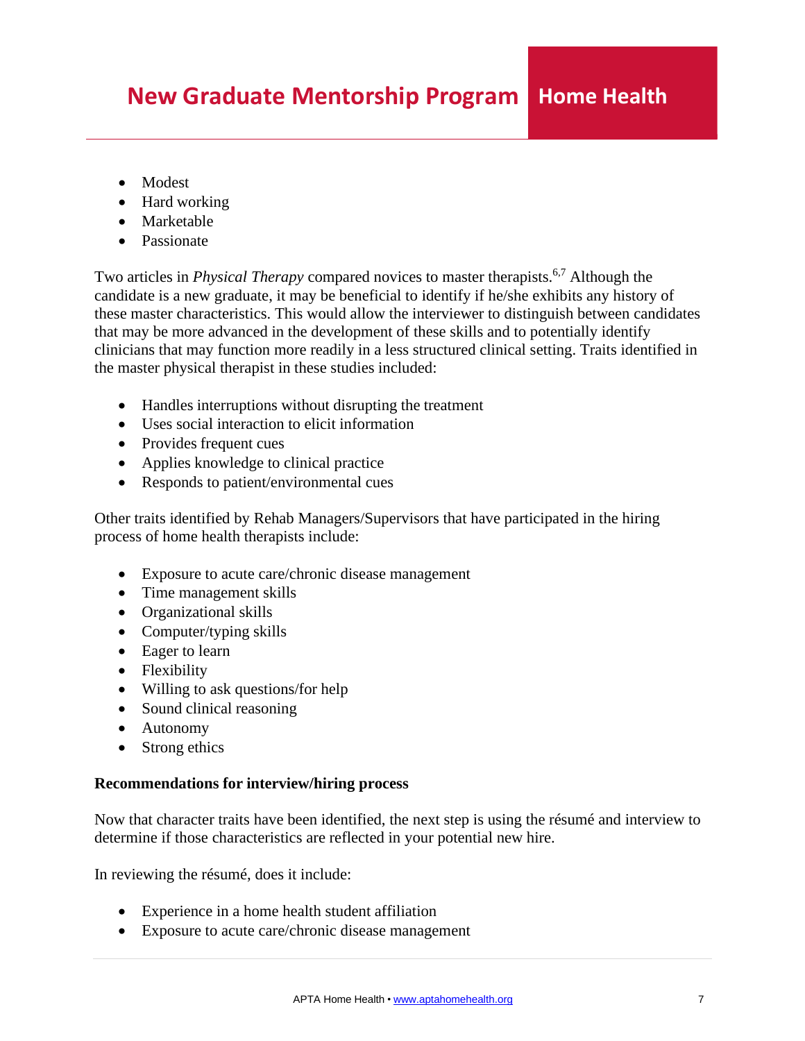- Modest
- Hard working
- Marketable
- Passionate

Two articles in *Physical Therapy* compared novices to master therapists.[6,7] Although the candidate is a new graduate, it may be beneficial to identify if he/she exhibits any history of these master characteristics. This would allow the interviewer to distinguish between candidates that may be more advanced in the development of these skills and to potentially identify clinicians that may function more readily in a less structured clinical setting. Traits identified in the master physical therapist in these studies included:

- Handles interruptions without disrupting the treatment
- Uses social interaction to elicit information
- Provides frequent cues
- Applies knowledge to clinical practice
- Responds to patient/environmental cues

Other traits identified by Rehab Managers/Supervisors that have participated in the hiring process of home health therapists include:

- Exposure to acute care/chronic disease management
- Time management skills
- Organizational skills
- Computer/typing skills
- Eager to learn
- Flexibility
- Willing to ask questions/for help
- Sound clinical reasoning
- Autonomy
- Strong ethics

**Recommendations for interview/hiring process**

Now that character traits have been identified, the next step is using the résumé and interview to determine if those characteristics are reflected in your potential new hire.

In reviewing the résumé, does it include:

- Experience in a home health student affiliation
- Exposure to acute care/chronic disease management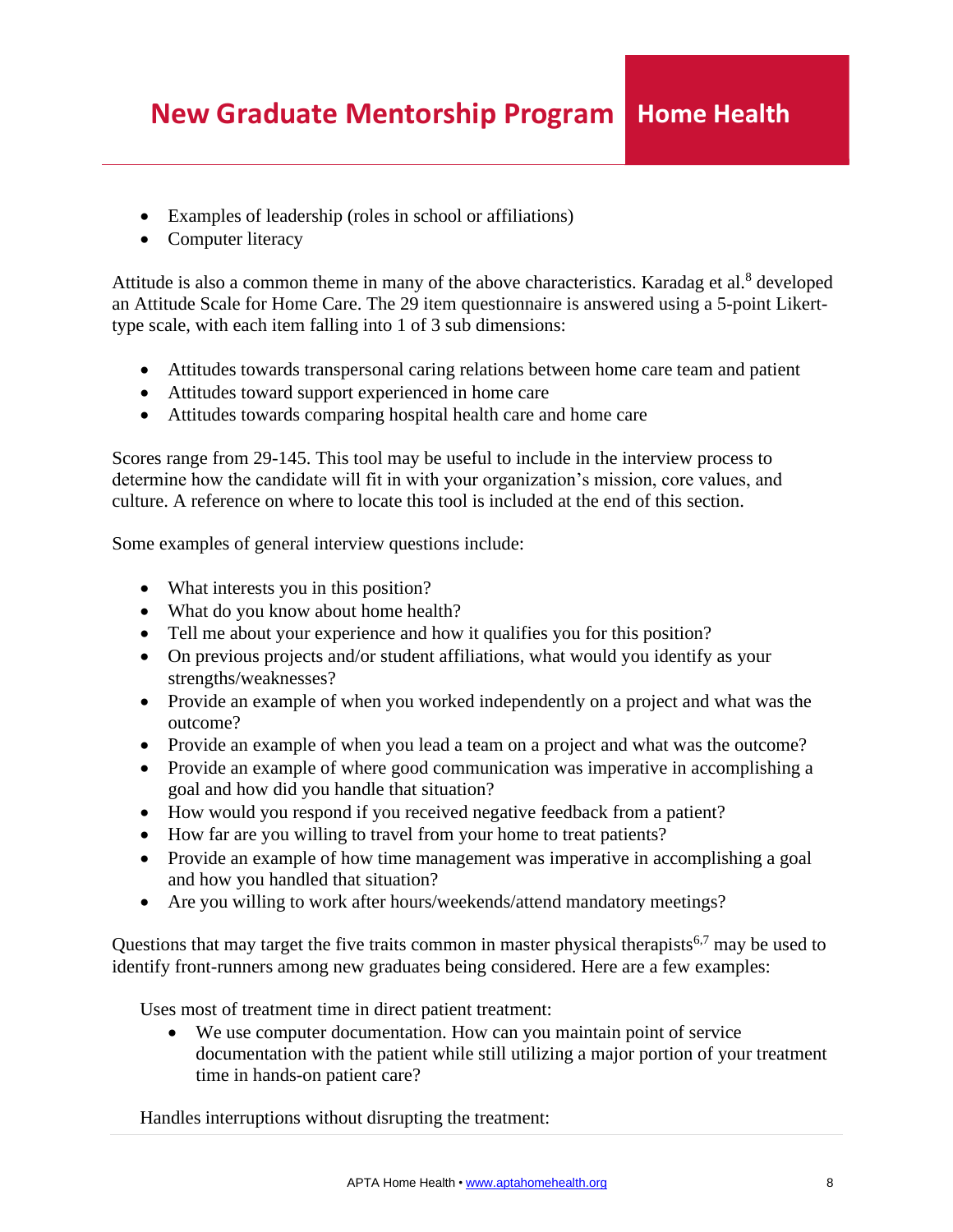- Examples of leadership (roles in school or affiliations)
- Computer literacy

Attitude is also a common theme in many of the above characteristics. Karadag et al.[8] developed an Attitude Scale for Home Care. The 29 item questionnaire is answered using a 5-point Likert-type scale, with each item falling into 1 of 3 sub dimensions:

- Attitudes towards transpersonal caring relations between home care team and patient
- Attitudes toward support experienced in home care
- Attitudes towards comparing hospital health care and home care

Scores range from 29-145. This tool may be useful to include in the interview process to determine how the candidate will fit in with your organization's mission, core values, and culture. A reference on where to locate this tool is included at the end of this section.

Some examples of general interview questions include:

- What interests you in this position?
- What do you know about home health?
- Tell me about your experience and how it qualifies you for this position?
- On previous projects and/or student affiliations, what would you identify as your strengths/weaknesses?
- Provide an example of when you worked independently on a project and what was the outcome?
- Provide an example of when you lead a team on a project and what was the outcome?
- Provide an example of where good communication was imperative in accomplishing a goal and how did you handle that situation?
- How would you respond if you received negative feedback from a patient?
- How far are you willing to travel from your home to treat patients?
- Provide an example of how time management was imperative in accomplishing a goal and how you handled that situation?
- Are you willing to work after hours/weekends/attend mandatory meetings?

Questions that may target the five traits common in master physical therapists[6,7] may be used to identify front-runners among new graduates being considered. Here are a few examples:

Uses most of treatment time in direct patient treatment:

- We use computer documentation. How can you maintain point of service documentation with the patient while still utilizing a major portion of your treatment time in hands-on patient care?

Handles interruptions without disrupting the treatment: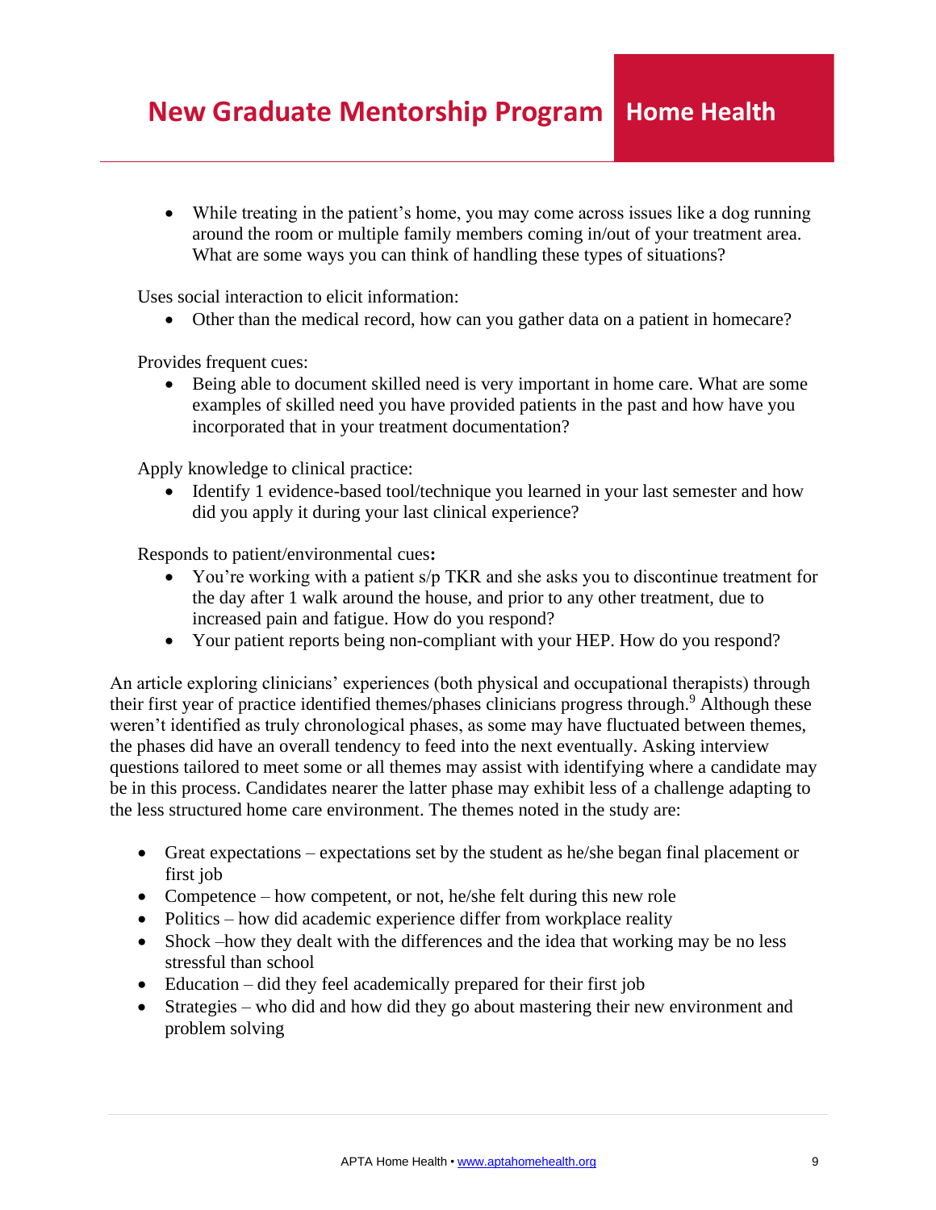- While treating in the patient's home, you may come across issues like a dog running around the room or multiple family members coming in/out of your treatment area. What are some ways you can think of handling these types of situations?

Uses social interaction to elicit information:

- Other than the medical record, how can you gather data on a patient in homecare?

Provides frequent cues:

- Being able to document skilled need is very important in home care. What are some examples of skilled need you have provided patients in the past and how have you incorporated that in your treatment documentation?

Apply knowledge to clinical practice:

- Identify 1 evidence-based tool/technique you learned in your last semester and how did you apply it during your last clinical experience?

Responds to patient/environmental cues**:**

- You're working with a patient s/p TKR and she asks you to discontinue treatment for the day after 1 walk around the house, and prior to any other treatment, due to increased pain and fatigue. How do you respond?
- Your patient reports being non-compliant with your HEP. How do you respond?

An article exploring clinicians' experiences (both physical and occupational therapists) through their first year of practice identified themes/phases clinicians progress through.[9] Although these weren't identified as truly chronological phases, as some may have fluctuated between themes, the phases did have an overall tendency to feed into the next eventually. Asking interview questions tailored to meet some or all themes may assist with identifying where a candidate may be in this process. Candidates nearer the latter phase may exhibit less of a challenge adapting to the less structured home care environment. The themes noted in the study are:

- Great expectations – expectations set by the student as he/she began final placement or first job
- Competence – how competent, or not, he/she felt during this new role
- Politics – how did academic experience differ from workplace reality
- Shock –how they dealt with the differences and the idea that working may be no less stressful than school
- Education – did they feel academically prepared for their first job
- Strategies – who did and how did they go about mastering their new environment and problem solving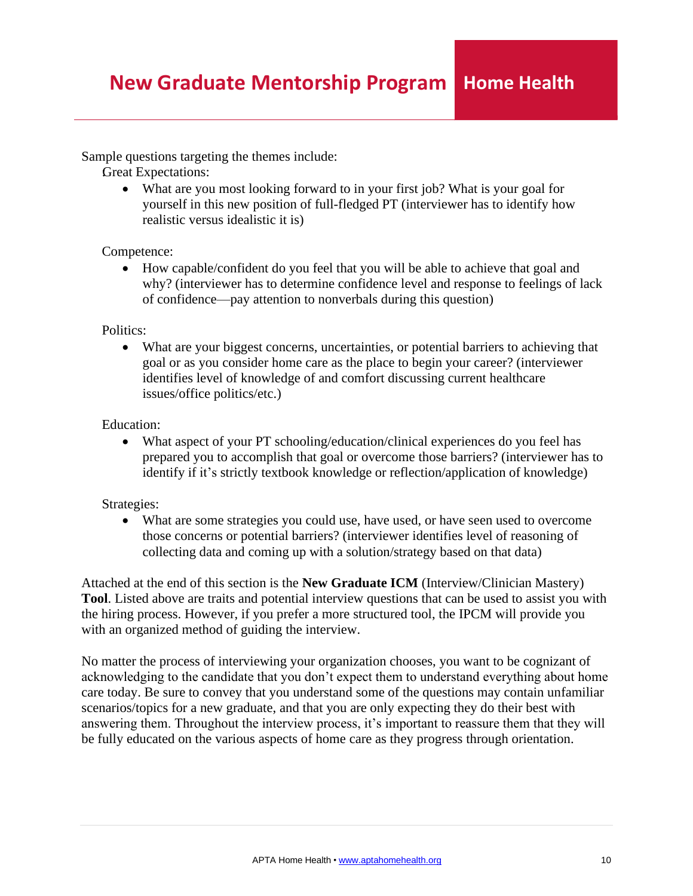Sample questions targeting the themes include:

Great Expectations:

- What are you most looking forward to in your first job? What is your goal for yourself in this new position of full-fledged PT (interviewer has to identify how realistic versus idealistic it is)

Competence:

- How capable/confident do you feel that you will be able to achieve that goal and why? (interviewer has to determine confidence level and response to feelings of lack of confidence—pay attention to nonverbals during this question)

Politics:

- What are your biggest concerns, uncertainties, or potential barriers to achieving that goal or as you consider home care as the place to begin your career? (interviewer identifies level of knowledge of and comfort discussing current healthcare issues/office politics/etc.)

Education:

- What aspect of your PT schooling/education/clinical experiences do you feel has prepared you to accomplish that goal or overcome those barriers? (interviewer has to identify if it's strictly textbook knowledge or reflection/application of knowledge)

Strategies:

- What are some strategies you could use, have used, or have seen used to overcome those concerns or potential barriers? (interviewer identifies level of reasoning of collecting data and coming up with a solution/strategy based on that data)

Attached at the end of this section is the **New Graduate ICM** (Interview/Clinician Mastery) **Tool**. Listed above are traits and potential interview questions that can be used to assist you with the hiring process. However, if you prefer a more structured tool, the IPCM will provide you with an organized method of guiding the interview.

No matter the process of interviewing your organization chooses, you want to be cognizant of acknowledging to the candidate that you don't expect them to understand everything about home care today. Be sure to convey that you understand some of the questions may contain unfamiliar scenarios/topics for a new graduate, and that you are only expecting they do their best with answering them. Throughout the interview process, it's important to reassure them that they will be fully educated on the various aspects of home care as they progress through orientation.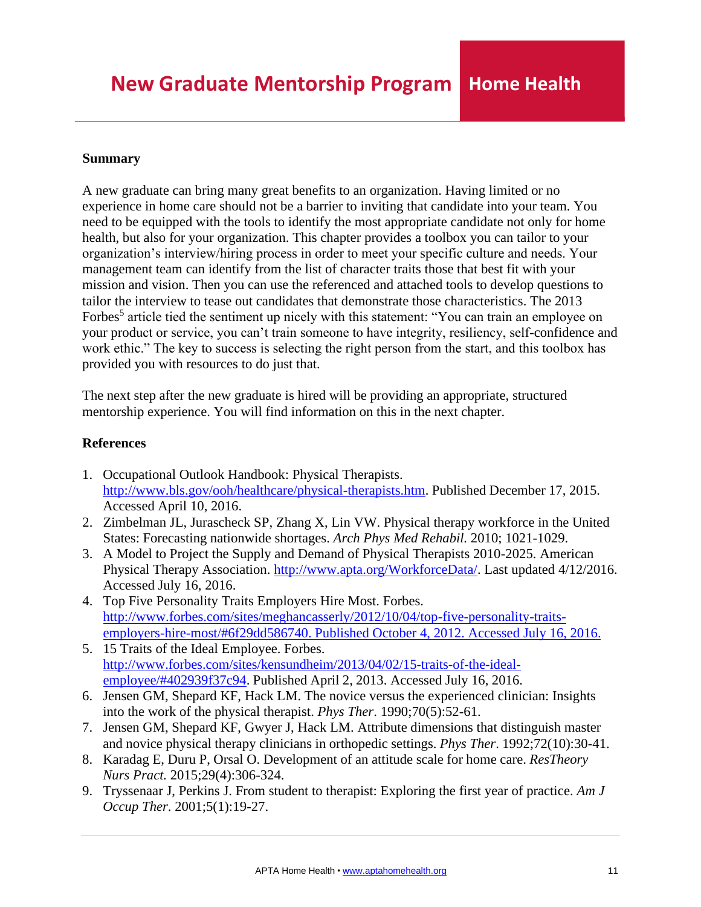## Summary

A new graduate can bring many great benefits to an organization. Having limited or no experience in home care should not be a barrier to inviting that candidate into your team. You need to be equipped with the tools to identify the most appropriate candidate not only for home health, but also for your organization. This chapter provides a toolbox you can tailor to your organization's interview/hiring process in order to meet your specific culture and needs. Your management team can identify from the list of character traits those that best fit with your mission and vision. Then you can use the referenced and attached tools to develop questions to tailor the interview to tease out candidates that demonstrate those characteristics. The 2013 Forbes[5] article tied the sentiment up nicely with this statement: "You can train an employee on your product or service, you can't train someone to have integrity, resiliency, self-confidence and work ethic." The key to success is selecting the right person from the start, and this toolbox has provided you with resources to do just that.

The next step after the new graduate is hired will be providing an appropriate, structured mentorship experience. You will find information on this in the next chapter.

## References

1. Occupational Outlook Handbook: Physical Therapists. http://www.bls.gov/ooh/healthcare/physical-therapists.htm. Published December 17, 2015. Accessed April 10, 2016.
2. Zimbelman JL, Jurascheck SP, Zhang X, Lin VW. Physical therapy workforce in the United States: Forecasting nationwide shortages. *Arch Phys Med Rehabil*. 2010; 1021-1029.
3. A Model to Project the Supply and Demand of Physical Therapists 2010-2025. American Physical Therapy Association. http://www.apta.org/WorkforceData/. Last updated 4/12/2016. Accessed July 16, 2016.
4. Top Five Personality Traits Employers Hire Most. Forbes. http://www.forbes.com/sites/meghancasserly/2012/10/04/top-five-personality-traits-employers-hire-most/#6f29dd586740. Published October 4, 2012. Accessed July 16, 2016.
5. 15 Traits of the Ideal Employee. Forbes. http://www.forbes.com/sites/kensundheim/2013/04/02/15-traits-of-the-ideal-employee/#402939f37c94. Published April 2, 2013. Accessed July 16, 2016.
6. Jensen GM, Shepard KF, Hack LM. The novice versus the experienced clinician: Insights into the work of the physical therapist. *Phys Ther*. 1990;70(5):52-61.
7. Jensen GM, Shepard KF, Gwyer J, Hack LM. Attribute dimensions that distinguish master and novice physical therapy clinicians in orthopedic settings. *Phys Ther*. 1992;72(10):30-41.
8. Karadag E, Duru P, Orsal O. Development of an attitude scale for home care. *ResTheory Nurs Pract.* 2015;29(4):306-324.
9. Tryssenaar J, Perkins J. From student to therapist: Exploring the first year of practice. *Am J Occup Ther*. 2001;5(1):19-27.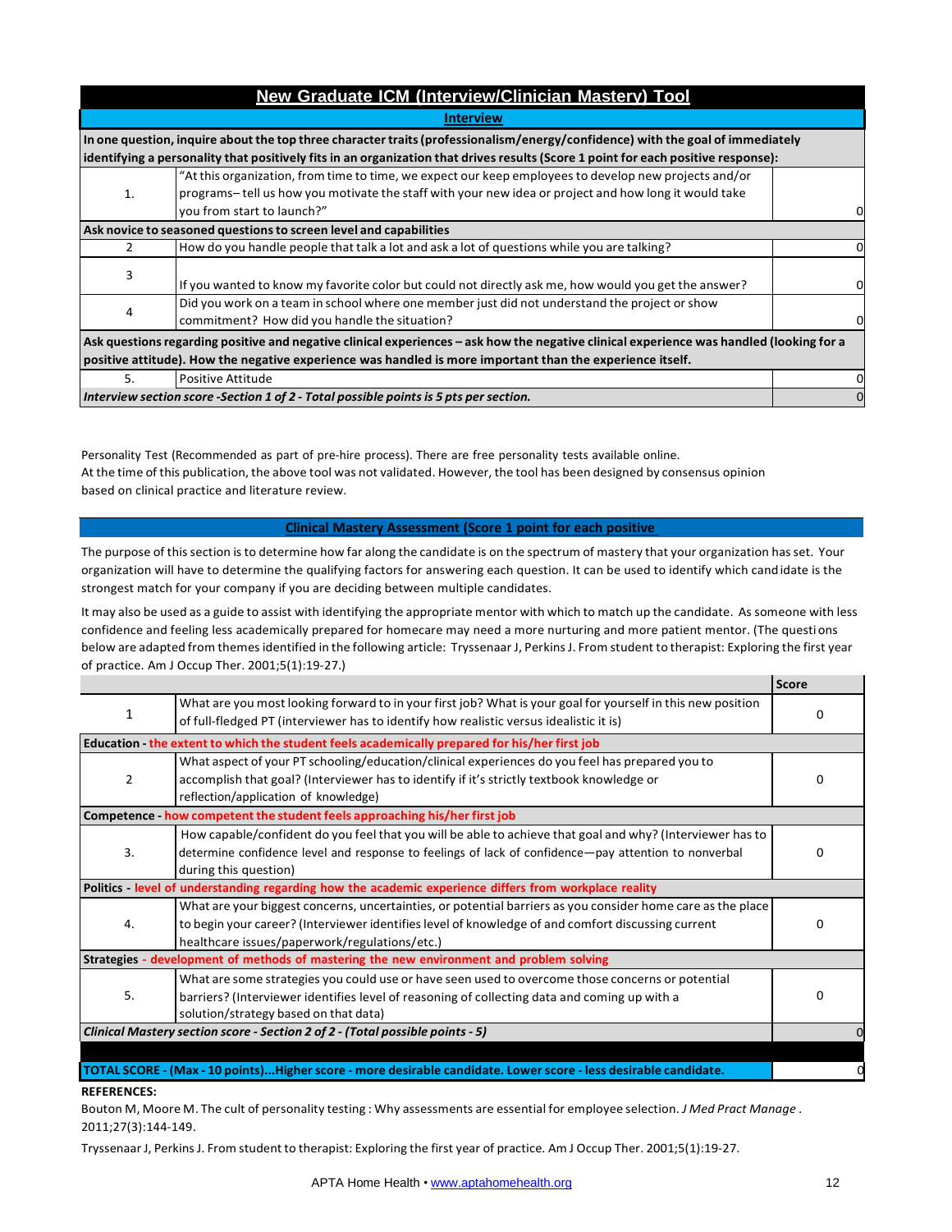## New Graduate ICM (Interview/Clinician Mastery) Tool

### Interview

| | | |
|---|---|---|
| **In one question, inquire about the top three character traits (professionalism/energy/confidence) with the goal of immediately identifying a personality that positively fits in an organization that drives results (Score 1 point for each positive response):** | | |
| 1. | "At this organization, from time to time, we expect our keep employees to develop new projects and/or programs– tell us how you motivate the staff with your new idea or project and how long it would take you from start to launch?" | 0 |
| **Ask novice to seasoned questions to screen level and capabilities** | | |
| 2 | How do you handle people that talk a lot and ask a lot of questions while you are talking? | 0 |
| 3 | If you wanted to know my favorite color but could not directly ask me, how would you get the answer? | 0 |
| 4 | Did you work on a team in school where one member just did not understand the project or show commitment? How did you handle the situation? | 0 |
| **Ask questions regarding positive and negative clinical experiences – ask how the negative clinical experience was handled (looking for a positive attitude). How the negative experience was handled is more important than the experience itself.** | | |
| 5. | Positive Attitude | 0 |
| ***Interview section score -Section 1 of 2 - Total possible points is 5 pts per section.*** | | 0 |

Personality Test (Recommended as part of pre-hire process). There are free personality tests available online.
At the time of this publication, the above tool was not validated. However, the tool has been designed by consensus opinion based on clinical practice and literature review.

### Clinical Mastery Assessment (Score 1 point for each positive

The purpose of this section is to determine how far along the candidate is on the spectrum of mastery that your organization has set. Your organization will have to determine the qualifying factors for answering each question. It can be used to identify which candidate is the strongest match for your company if you are deciding between multiple candidates.

It may also be used as a guide to assist with identifying the appropriate mentor with which to match up the candidate. As someone with less confidence and feeling less academically prepared for homecare may need a more nurturing and more patient mentor. (The questions below are adapted from themes identified in the following article: Tryssenaar J, Perkins J. From student to therapist: Exploring the first year of practice. Am J Occup Ther. 2001;5(1):19-27.)

| | | **Score** |
|---|---|---|
| 1 | What are you most looking forward to in your first job? What is your goal for yourself in this new position of full-fledged PT (interviewer has to identify how realistic versus idealistic it is) | 0 |
| **Education** - the extent to which the student feels academically prepared for his/her first job | | |
| 2 | What aspect of your PT schooling/education/clinical experiences do you feel has prepared you to accomplish that goal? (Interviewer has to identify if it's strictly textbook knowledge or reflection/application of knowledge) | 0 |
| **Competence** - how competent the student feels approaching his/her first job | | |
| 3. | How capable/confident do you feel that you will be able to achieve that goal and why? (Interviewer has to determine confidence level and response to feelings of lack of confidence—pay attention to nonverbal during this question) | 0 |
| **Politics** - level of understanding regarding how the academic experience differs from workplace reality | | |
| 4. | What are your biggest concerns, uncertainties, or potential barriers as you consider home care as the place to begin your career? (Interviewer identifies level of knowledge of and comfort discussing current healthcare issues/paperwork/regulations/etc.) | 0 |
| **Strategies** - development of methods of mastering the new environment and problem solving | | |
| 5. | What are some strategies you could use or have seen used to overcome those concerns or potential barriers? (Interviewer identifies level of reasoning of collecting data and coming up with a solution/strategy based on that data) | 0 |
| ***Clinical Mastery section score - Section 2 of 2 - (Total possible points - 5)*** | | 0 |
| **TOTAL SCORE - (Max - 10 points)...Higher score - more desirable candidate. Lower score - less desirable candidate.** | | 0 |

**REFERENCES:**

Bouton M, Moore M. The cult of personality testing : Why assessments are essential for employee selection. *J Med Pract Manage*. 2011;27(3):144-149.

Tryssenaar J, Perkins J. From student to therapist: Exploring the first year of practice. Am J Occup Ther. 2001;5(1):19-27.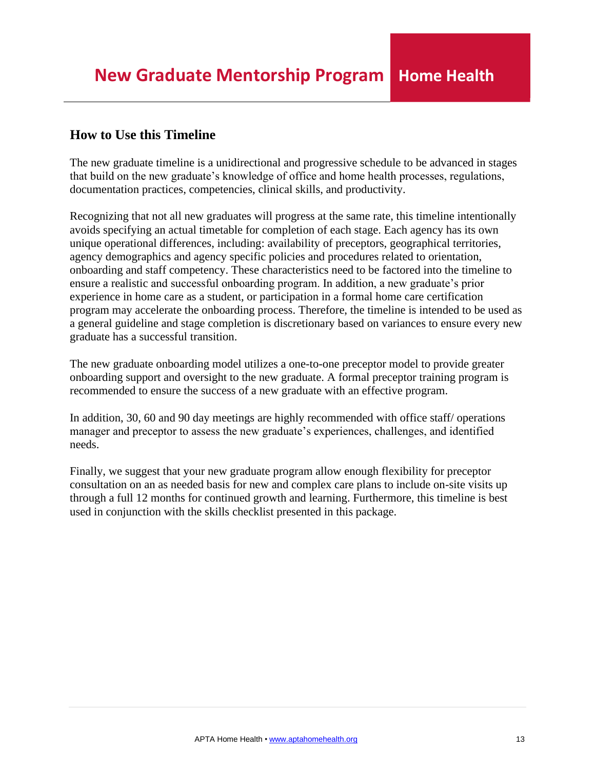## How to Use this Timeline

The new graduate timeline is a unidirectional and progressive schedule to be advanced in stages that build on the new graduate's knowledge of office and home health processes, regulations, documentation practices, competencies, clinical skills, and productivity.

Recognizing that not all new graduates will progress at the same rate, this timeline intentionally avoids specifying an actual timetable for completion of each stage. Each agency has its own unique operational differences, including: availability of preceptors, geographical territories, agency demographics and agency specific policies and procedures related to orientation, onboarding and staff competency. These characteristics need to be factored into the timeline to ensure a realistic and successful onboarding program. In addition, a new graduate's prior experience in home care as a student, or participation in a formal home care certification program may accelerate the onboarding process. Therefore, the timeline is intended to be used as a general guideline and stage completion is discretionary based on variances to ensure every new graduate has a successful transition.

The new graduate onboarding model utilizes a one-to-one preceptor model to provide greater onboarding support and oversight to the new graduate. A formal preceptor training program is recommended to ensure the success of a new graduate with an effective program.

In addition, 30, 60 and 90 day meetings are highly recommended with office staff/ operations manager and preceptor to assess the new graduate's experiences, challenges, and identified needs.

Finally, we suggest that your new graduate program allow enough flexibility for preceptor consultation on an as needed basis for new and complex care plans to include on-site visits up through a full 12 months for continued growth and learning. Furthermore, this timeline is best used in conjunction with the skills checklist presented in this package.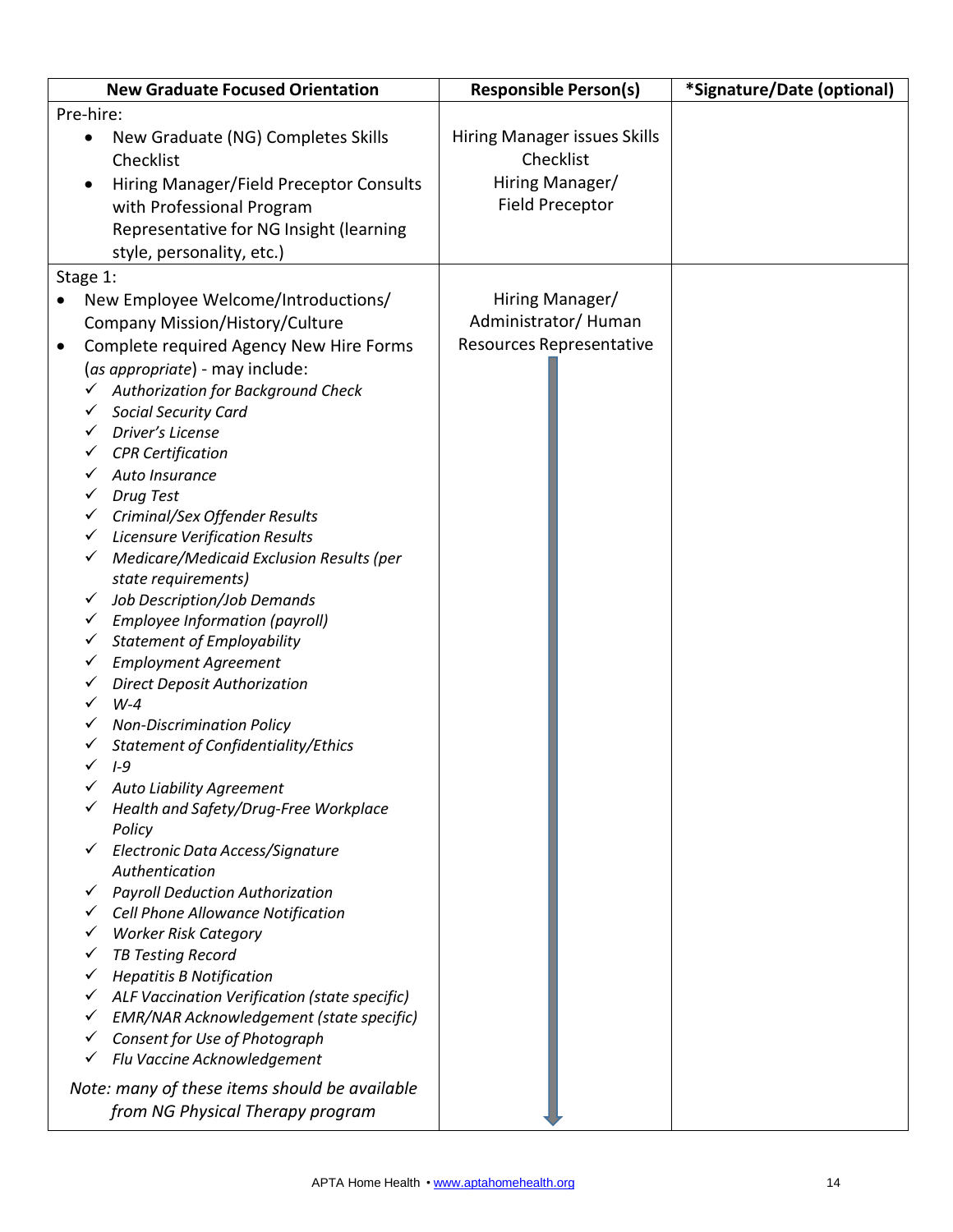| New Graduate Focused Orientation | Responsible Person(s) | *Signature/Date (optional) |
|---|---|---|
| Pre-hire:<br>• New Graduate (NG) Completes Skills Checklist<br>• Hiring Manager/Field Preceptor Consults with Professional Program Representative for NG Insight (learning style, personality, etc.) | Hiring Manager issues Skills Checklist<br>Hiring Manager/ Field Preceptor | |
| Stage 1:<br>• New Employee Welcome/Introductions/ Company Mission/History/Culture<br>• Complete required Agency New Hire Forms (*as appropriate*) - may include:<br>✓ *Authorization for Background Check*<br>✓ *Social Security Card*<br>✓ *Driver's License*<br>✓ *CPR Certification*<br>✓ *Auto Insurance*<br>✓ *Drug Test*<br>✓ *Criminal/Sex Offender Results*<br>✓ *Licensure Verification Results*<br>✓ *Medicare/Medicaid Exclusion Results (per state requirements)*<br>✓ *Job Description/Job Demands*<br>✓ *Employee Information (payroll)*<br>✓ *Statement of Employability*<br>✓ *Employment Agreement*<br>✓ *Direct Deposit Authorization*<br>✓ *W-4*<br>✓ *Non-Discrimination Policy*<br>✓ *Statement of Confidentiality/Ethics*<br>✓ *I-9*<br>✓ *Auto Liability Agreement*<br>✓ *Health and Safety/Drug-Free Workplace Policy*<br>✓ *Electronic Data Access/Signature Authentication*<br>✓ *Payroll Deduction Authorization*<br>✓ *Cell Phone Allowance Notification*<br>✓ *Worker Risk Category*<br>✓ *TB Testing Record*<br>✓ *Hepatitis B Notification*<br>✓ *ALF Vaccination Verification (state specific)*<br>✓ *EMR/NAR Acknowledgement (state specific)*<br>✓ *Consent for Use of Photograph*<br>✓ *Flu Vaccine Acknowledgement*<br>*Note: many of these items should be available from NG Physical Therapy program* | Hiring Manager/ Administrator/ Human Resources Representative | |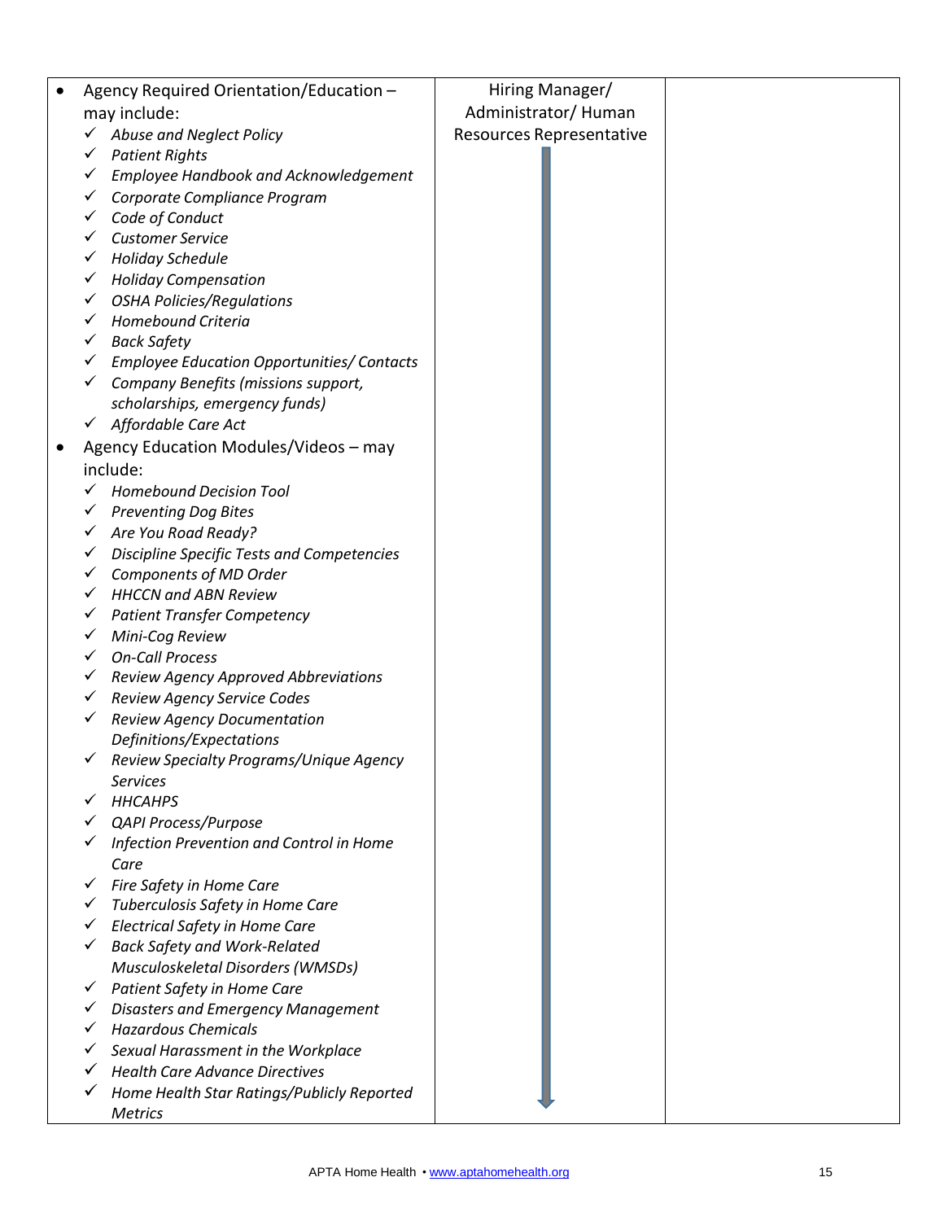| | | |
|---|---|---|
| • Agency Required Orientation/Education – may include:<br>✓ *Abuse and Neglect Policy*<br>✓ *Patient Rights*<br>✓ *Employee Handbook and Acknowledgement*<br>✓ *Corporate Compliance Program*<br>✓ *Code of Conduct*<br>✓ *Customer Service*<br>✓ *Holiday Schedule*<br>✓ *Holiday Compensation*<br>✓ *OSHA Policies/Regulations*<br>✓ *Homebound Criteria*<br>✓ *Back Safety*<br>✓ *Employee Education Opportunities/ Contacts*<br>✓ *Company Benefits (missions support, scholarships, emergency funds)*<br>✓ *Affordable Care Act*<br>• Agency Education Modules/Videos – may include:<br>✓ *Homebound Decision Tool*<br>✓ *Preventing Dog Bites*<br>✓ *Are You Road Ready?*<br>✓ *Discipline Specific Tests and Competencies*<br>✓ *Components of MD Order*<br>✓ *HHCCN and ABN Review*<br>✓ *Patient Transfer Competency*<br>✓ *Mini-Cog Review*<br>✓ *On-Call Process*<br>✓ *Review Agency Approved Abbreviations*<br>✓ *Review Agency Service Codes*<br>✓ *Review Agency Documentation Definitions/Expectations*<br>✓ *Review Specialty Programs/Unique Agency Services*<br>✓ *HHCAHPS*<br>✓ *QAPI Process/Purpose*<br>✓ *Infection Prevention and Control in Home Care*<br>✓ *Fire Safety in Home Care*<br>✓ *Tuberculosis Safety in Home Care*<br>✓ *Electrical Safety in Home Care*<br>✓ *Back Safety and Work-Related Musculoskeletal Disorders (WMSDs)*<br>✓ *Patient Safety in Home Care*<br>✓ *Disasters and Emergency Management*<br>✓ *Hazardous Chemicals*<br>✓ *Sexual Harassment in the Workplace*<br>✓ *Health Care Advance Directives*<br>✓ *Home Health Star Ratings/Publicly Reported Metrics* | Hiring Manager/ Administrator/ Human Resources Representative | |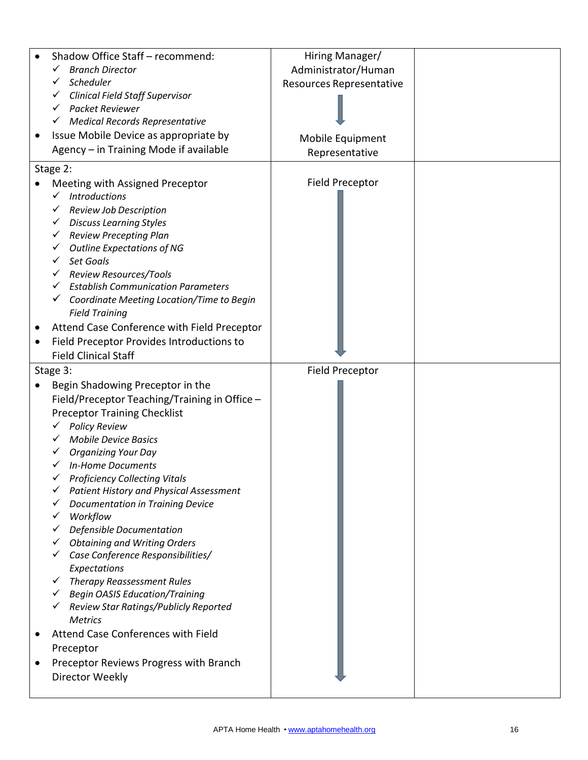| | | |
|---|---|---|
| • Shadow Office Staff – recommend:<br>✓ *Branch Director*<br>✓ *Scheduler*<br>✓ *Clinical Field Staff Supervisor*<br>✓ *Packet Reviewer*<br>✓ *Medical Records Representative*<br>• Issue Mobile Device as appropriate by Agency – in Training Mode if available | Hiring Manager/ Administrator/Human Resources Representative<br>↓<br>Mobile Equipment Representative | |
| Stage 2:<br>• Meeting with Assigned Preceptor<br>✓ *Introductions*<br>✓ *Review Job Description*<br>✓ *Discuss Learning Styles*<br>✓ *Review Precepting Plan*<br>✓ *Outline Expectations of NG*<br>✓ *Set Goals*<br>✓ *Review Resources/Tools*<br>✓ *Establish Communication Parameters*<br>✓ *Coordinate Meeting Location/Time to Begin Field Training*<br>• Attend Case Conference with Field Preceptor<br>• Field Preceptor Provides Introductions to Field Clinical Staff | Field Preceptor<br>↓ | |
| Stage 3:<br>• Begin Shadowing Preceptor in the Field/Preceptor Teaching/Training in Office – Preceptor Training Checklist<br>✓ *Policy Review*<br>✓ *Mobile Device Basics*<br>✓ *Organizing Your Day*<br>✓ *In-Home Documents*<br>✓ *Proficiency Collecting Vitals*<br>✓ *Patient History and Physical Assessment*<br>✓ *Documentation in Training Device*<br>✓ *Workflow*<br>✓ *Defensible Documentation*<br>✓ *Obtaining and Writing Orders*<br>✓ *Case Conference Responsibilities/ Expectations*<br>✓ *Therapy Reassessment Rules*<br>✓ *Begin OASIS Education/Training*<br>✓ *Review Star Ratings/Publicly Reported Metrics*<br>• Attend Case Conferences with Field Preceptor<br>• Preceptor Reviews Progress with Branch Director Weekly | Field Preceptor<br>↓ | |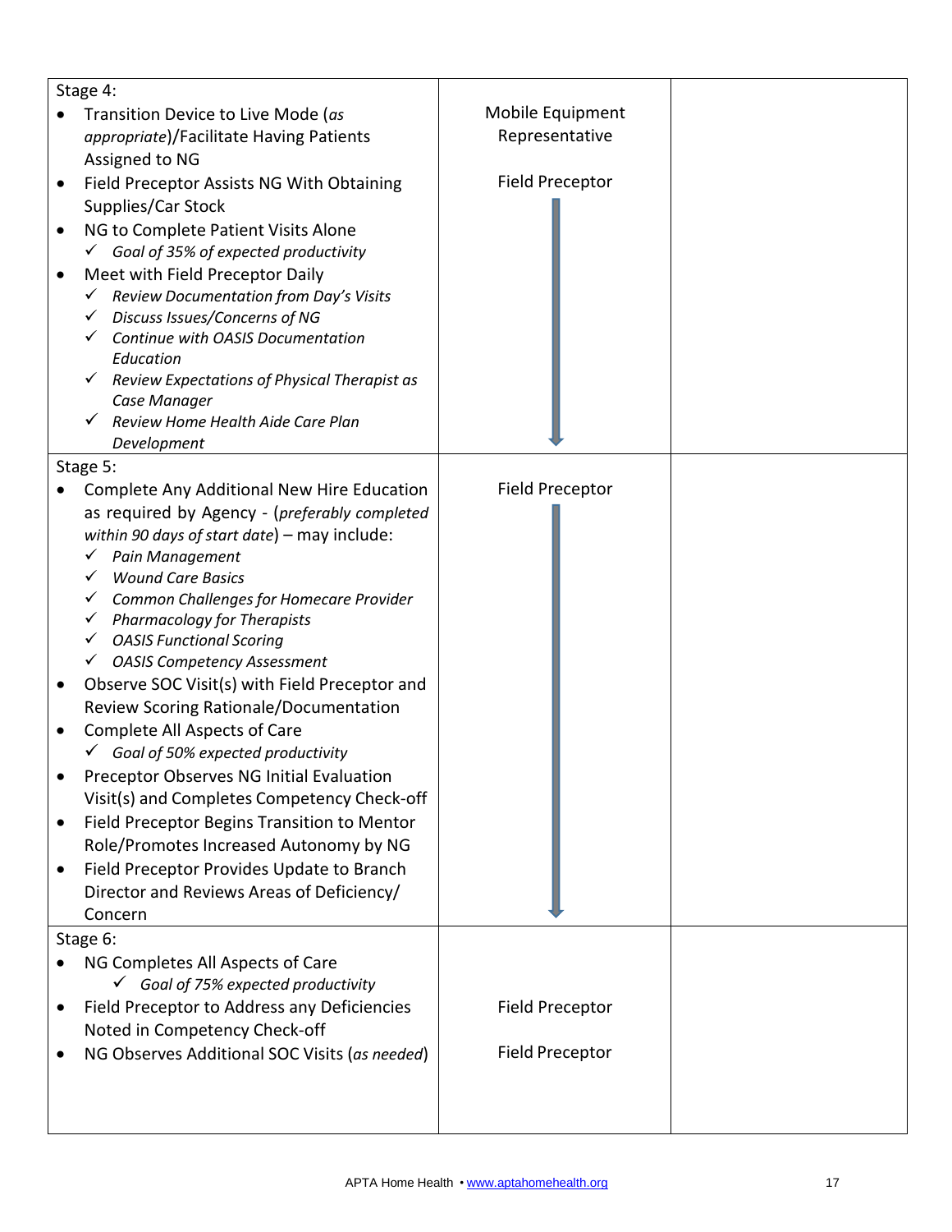| | | |
|---|---|---|
| Stage 4:<br>• Transition Device to Live Mode (*as appropriate*)/Facilitate Having Patients Assigned to NG<br>• Field Preceptor Assists NG With Obtaining Supplies/Car Stock<br>• NG to Complete Patient Visits Alone<br>  ✓ *Goal of 35% of expected productivity*<br>• Meet with Field Preceptor Daily<br>  ✓ *Review Documentation from Day's Visits*<br>  ✓ *Discuss Issues/Concerns of NG*<br>  ✓ *Continue with OASIS Documentation Education*<br>  ✓ *Review Expectations of Physical Therapist as Case Manager*<br>  ✓ *Review Home Health Aide Care Plan Development* | Mobile Equipment Representative<br><br>Field Preceptor<br>↓ | |
| Stage 5:<br>• Complete Any Additional New Hire Education as required by Agency - (*preferably completed within 90 days of start date*) – may include:<br>  ✓ *Pain Management*<br>  ✓ *Wound Care Basics*<br>  ✓ *Common Challenges for Homecare Provider*<br>  ✓ *Pharmacology for Therapists*<br>  ✓ *OASIS Functional Scoring*<br>  ✓ *OASIS Competency Assessment*<br>• Observe SOC Visit(s) with Field Preceptor and Review Scoring Rationale/Documentation<br>• Complete All Aspects of Care<br>  ✓ *Goal of 50% expected productivity*<br>• Preceptor Observes NG Initial Evaluation Visit(s) and Completes Competency Check-off<br>• Field Preceptor Begins Transition to Mentor Role/Promotes Increased Autonomy by NG<br>• Field Preceptor Provides Update to Branch Director and Reviews Areas of Deficiency/ Concern | Field Preceptor<br>↓ | |
| Stage 6:<br>• NG Completes All Aspects of Care<br>  ✓ *Goal of 75% expected productivity*<br>• Field Preceptor to Address any Deficiencies Noted in Competency Check-off<br>• NG Observes Additional SOC Visits (*as needed*) | <br><br>Field Preceptor<br><br>Field Preceptor | |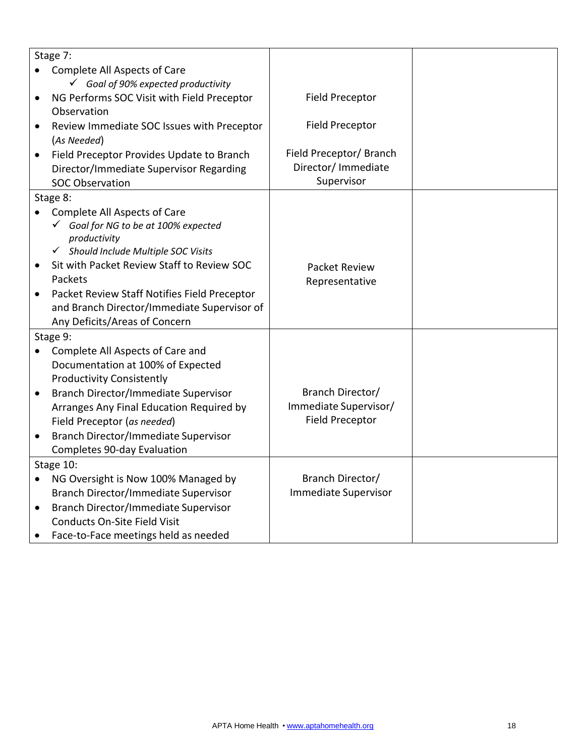| | | |
|---|---|---|
| Stage 7:<br>• Complete All Aspects of Care<br>&nbsp;&nbsp;&nbsp;&nbsp;✓ *Goal of 90% expected productivity*<br>• NG Performs SOC Visit with Field Preceptor Observation<br>• Review Immediate SOC Issues with Preceptor (*As Needed*)<br>• Field Preceptor Provides Update to Branch Director/Immediate Supervisor Regarding SOC Observation | Field Preceptor<br><br>Field Preceptor<br><br>Field Preceptor/ Branch Director/ Immediate Supervisor | |
| Stage 8:<br>• Complete All Aspects of Care<br>&nbsp;&nbsp;&nbsp;&nbsp;✓ *Goal for NG to be at 100% expected productivity*<br>&nbsp;&nbsp;&nbsp;&nbsp;✓ *Should Include Multiple SOC Visits*<br>• Sit with Packet Review Staff to Review SOC Packets<br>• Packet Review Staff Notifies Field Preceptor and Branch Director/Immediate Supervisor of Any Deficits/Areas of Concern | Packet Review Representative | |
| Stage 9:<br>• Complete All Aspects of Care and Documentation at 100% of Expected Productivity Consistently<br>• Branch Director/Immediate Supervisor Arranges Any Final Education Required by Field Preceptor (*as needed*)<br>• Branch Director/Immediate Supervisor Completes 90-day Evaluation | Branch Director/ Immediate Supervisor/ Field Preceptor | |
| Stage 10:<br>• NG Oversight is Now 100% Managed by Branch Director/Immediate Supervisor<br>• Branch Director/Immediate Supervisor Conducts On-Site Field Visit<br>• Face-to-Face meetings held as needed | Branch Director/ Immediate Supervisor | |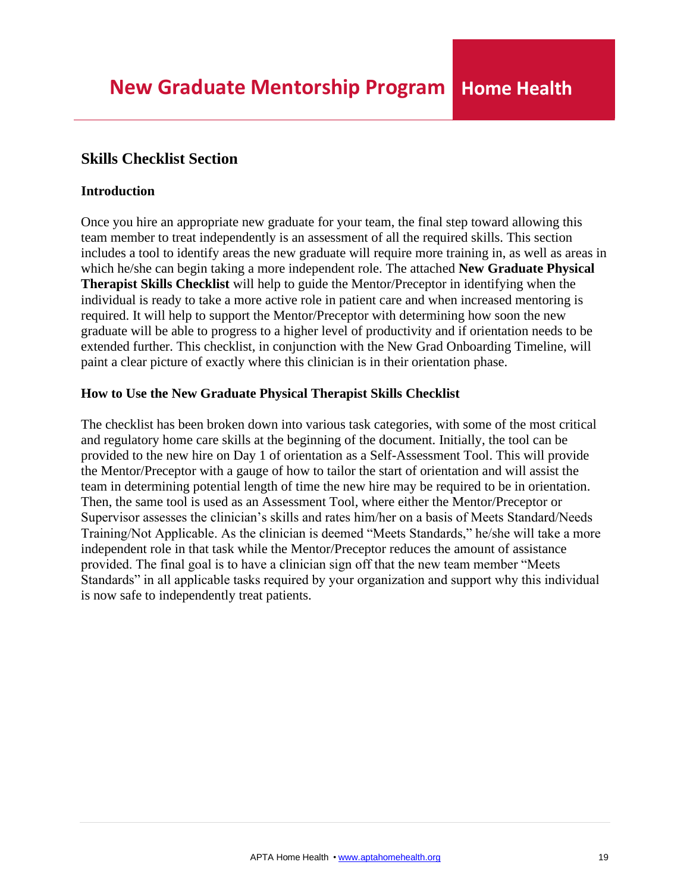## Skills Checklist Section

### Introduction

Once you hire an appropriate new graduate for your team, the final step toward allowing this team member to treat independently is an assessment of all the required skills. This section includes a tool to identify areas the new graduate will require more training in, as well as areas in which he/she can begin taking a more independent role. The attached **New Graduate Physical Therapist Skills Checklist** will help to guide the Mentor/Preceptor in identifying when the individual is ready to take a more active role in patient care and when increased mentoring is required. It will help to support the Mentor/Preceptor with determining how soon the new graduate will be able to progress to a higher level of productivity and if orientation needs to be extended further. This checklist, in conjunction with the New Grad Onboarding Timeline, will paint a clear picture of exactly where this clinician is in their orientation phase.

### How to Use the New Graduate Physical Therapist Skills Checklist

The checklist has been broken down into various task categories, with some of the most critical and regulatory home care skills at the beginning of the document. Initially, the tool can be provided to the new hire on Day 1 of orientation as a Self-Assessment Tool. This will provide the Mentor/Preceptor with a gauge of how to tailor the start of orientation and will assist the team in determining potential length of time the new hire may be required to be in orientation. Then, the same tool is used as an Assessment Tool, where either the Mentor/Preceptor or Supervisor assesses the clinician's skills and rates him/her on a basis of Meets Standard/Needs Training/Not Applicable. As the clinician is deemed "Meets Standards," he/she will take a more independent role in that task while the Mentor/Preceptor reduces the amount of assistance provided. The final goal is to have a clinician sign off that the new team member "Meets Standards" in all applicable tasks required by your organization and support why this individual is now safe to independently treat patients.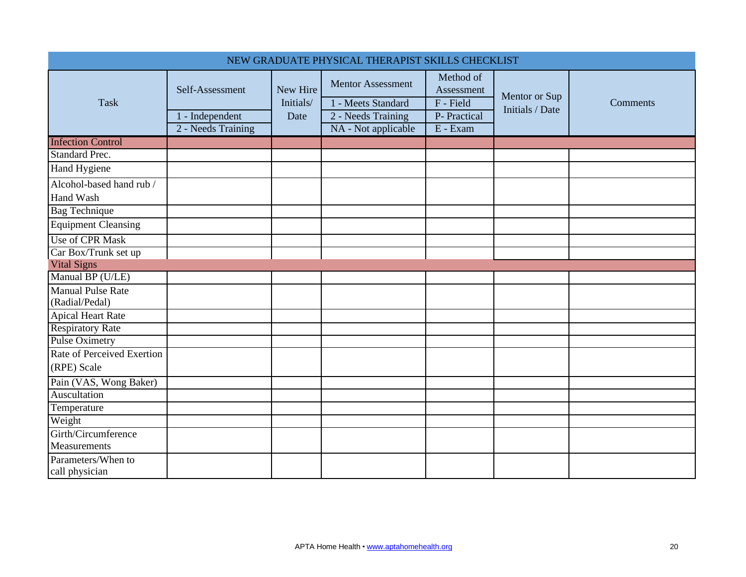# NEW GRADUATE PHYSICAL THERAPIST SKILLS CHECKLIST

| Task | Self-Assessment<br>1 - Independent<br>2 - Needs Training | New Hire Initials/ Date | Mentor Assessment<br>1 - Meets Standard<br>2 - Needs Training<br>NA - Not applicable | Method of Assessment<br>F - Field<br>P- Practical<br>E - Exam | Mentor or Sup Initials / Date | Comments |
|---|---|---|---|---|---|---|
| **Infection Control** | | | | | | |
| Standard Prec. | | | | | | |
| Hand Hygiene | | | | | | |
| Alcohol-based hand rub / Hand Wash | | | | | | |
| Bag Technique | | | | | | |
| Equipment Cleansing | | | | | | |
| Use of CPR Mask | | | | | | |
| Car Box/Trunk set up | | | | | | |
| **Vital Signs** | | | | | | |
| Manual BP (U/LE) | | | | | | |
| Manual Pulse Rate (Radial/Pedal) | | | | | | |
| Apical Heart Rate | | | | | | |
| Respiratory Rate | | | | | | |
| Pulse Oximetry | | | | | | |
| Rate of Perceived Exertion (RPE) Scale | | | | | | |
| Pain (VAS, Wong Baker) | | | | | | |
| Auscultation | | | | | | |
| Temperature | | | | | | |
| Weight | | | | | | |
| Girth/Circumference Measurements | | | | | | |
| Parameters/When to call physician | | | | | | |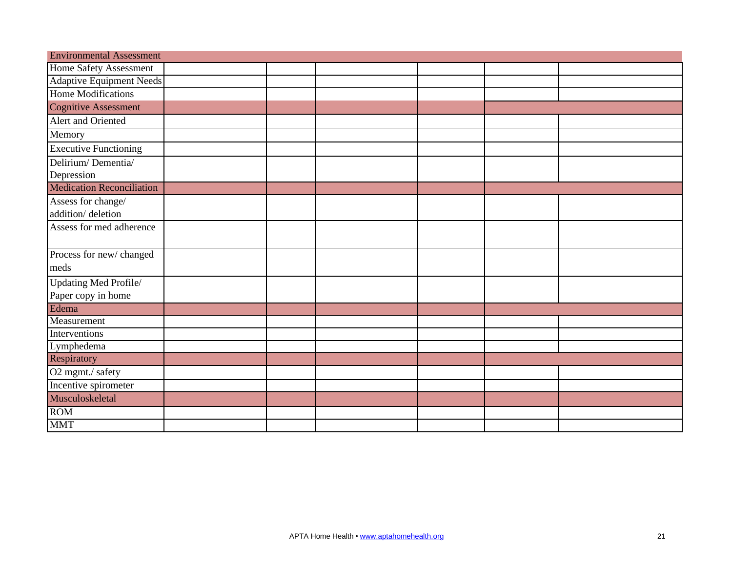| Environmental Assessment | | | | | | |
|---|---|---|---|---|---|---|
| Home Safety Assessment | | | | | | |
| Adaptive Equipment Needs | | | | | | |
| Home Modifications | | | | | | |
| Cognitive Assessment | | | | | | |
| Alert and Oriented | | | | | | |
| Memory | | | | | | |
| Executive Functioning | | | | | | |
| Delirium/ Dementia/ Depression | | | | | | |
| Medication Reconciliation | | | | | | |
| Assess for change/ addition/ deletion | | | | | | |
| Assess for med adherence | | | | | | |
| Process for new/ changed meds | | | | | | |
| Updating Med Profile/ Paper copy in home | | | | | | |
| Edema | | | | | | |
| Measurement | | | | | | |
| Interventions | | | | | | |
| Lymphedema | | | | | | |
| Respiratory | | | | | | |
| O2 mgmt./ safety | | | | | | |
| Incentive spirometer | | | | | | |
| Musculoskeletal | | | | | | |
| ROM | | | | | | |
| MMT | | | | | | |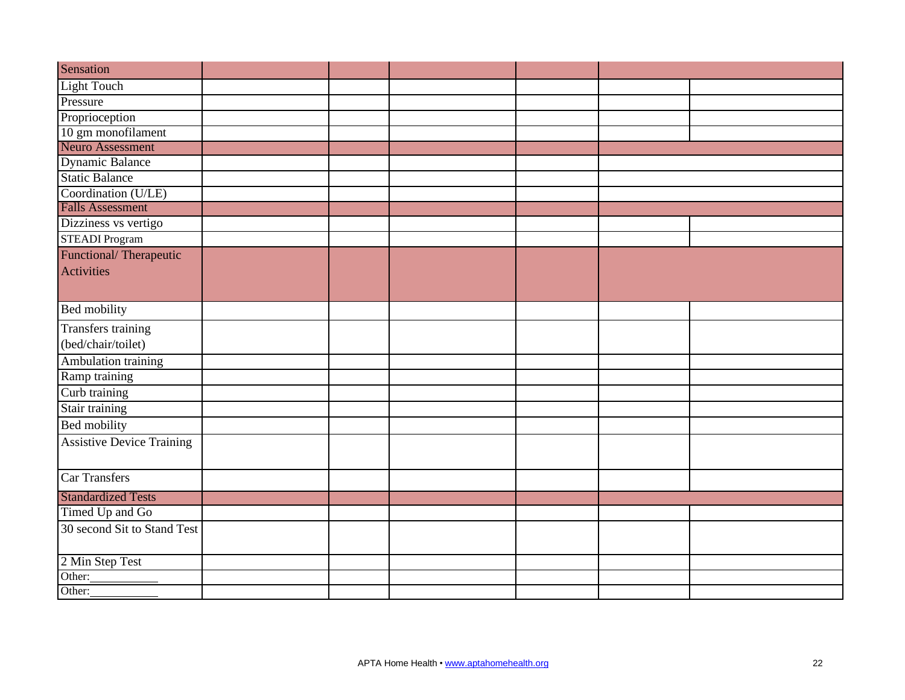| Sensation | | | | | | |
|---|---|---|---|---|---|---|
| Light Touch | | | | | | |
| Pressure | | | | | | |
| Proprioception | | | | | | |
| 10 gm monofilament | | | | | | |
| Neuro Assessment | | | | | | |
| Dynamic Balance | | | | | | |
| Static Balance | | | | | | |
| Coordination (U/LE) | | | | | | |
| Falls Assessment | | | | | | |
| Dizziness vs vertigo | | | | | | |
| STEADI Program | | | | | | |
| Functional/ Therapeutic Activities | | | | | | |
| Bed mobility | | | | | | |
| Transfers training (bed/chair/toilet) | | | | | | |
| Ambulation training | | | | | | |
| Ramp training | | | | | | |
| Curb training | | | | | | |
| Stair training | | | | | | |
| Bed mobility | | | | | | |
| Assistive Device Training | | | | | | |
| Car Transfers | | | | | | |
| Standardized Tests | | | | | | |
| Timed Up and Go | | | | | | |
| 30 second Sit to Stand Test | | | | | | |
| 2 Min Step Test | | | | | | |
| Other:___________ | | | | | | |
| Other:___________ | | | | | | |

APTA Home Health • www.aptahomehealth.org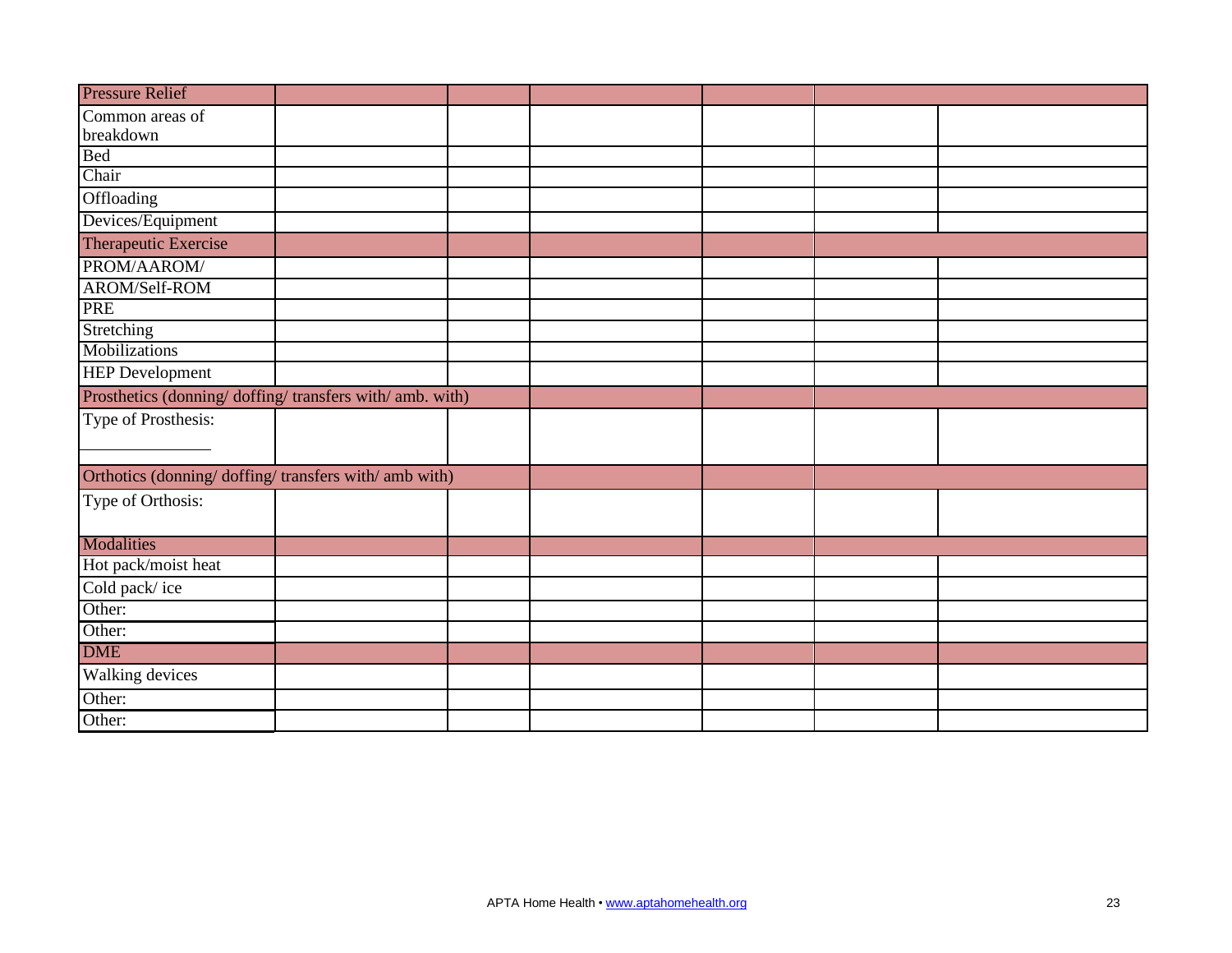| Pressure Relief | | | | | | |
|---|---|---|---|---|---|---|
| Common areas of breakdown | | | | | | |
| Bed | | | | | | |
| Chair | | | | | | |
| Offloading | | | | | | |
| Devices/Equipment | | | | | | |
| **Therapeutic Exercise** | | | | | | |
| PROM/AAROM/ | | | | | | |
| AROM/Self-ROM | | | | | | |
| PRE | | | | | | |
| Stretching | | | | | | |
| Mobilizations | | | | | | |
| HEP Development | | | | | | |
| **Prosthetics (donning/ doffing/ transfers with/ amb. with)** | | | | | | |
| Type of Prosthesis: ______________ | | | | | | |
| **Orthotics (donning/ doffing/ transfers with/ amb with)** | | | | | | |
| Type of Orthosis: | | | | | | |
| **Modalities** | | | | | | |
| Hot pack/moist heat | | | | | | |
| Cold pack/ ice | | | | | | |
| Other: | | | | | | |
| Other: | | | | | | |
| **DME** | | | | | | |
| Walking devices | | | | | | |
| Other: | | | | | | |
| Other: | | | | | | |

APTA Home Health • www.aptahomehealth.org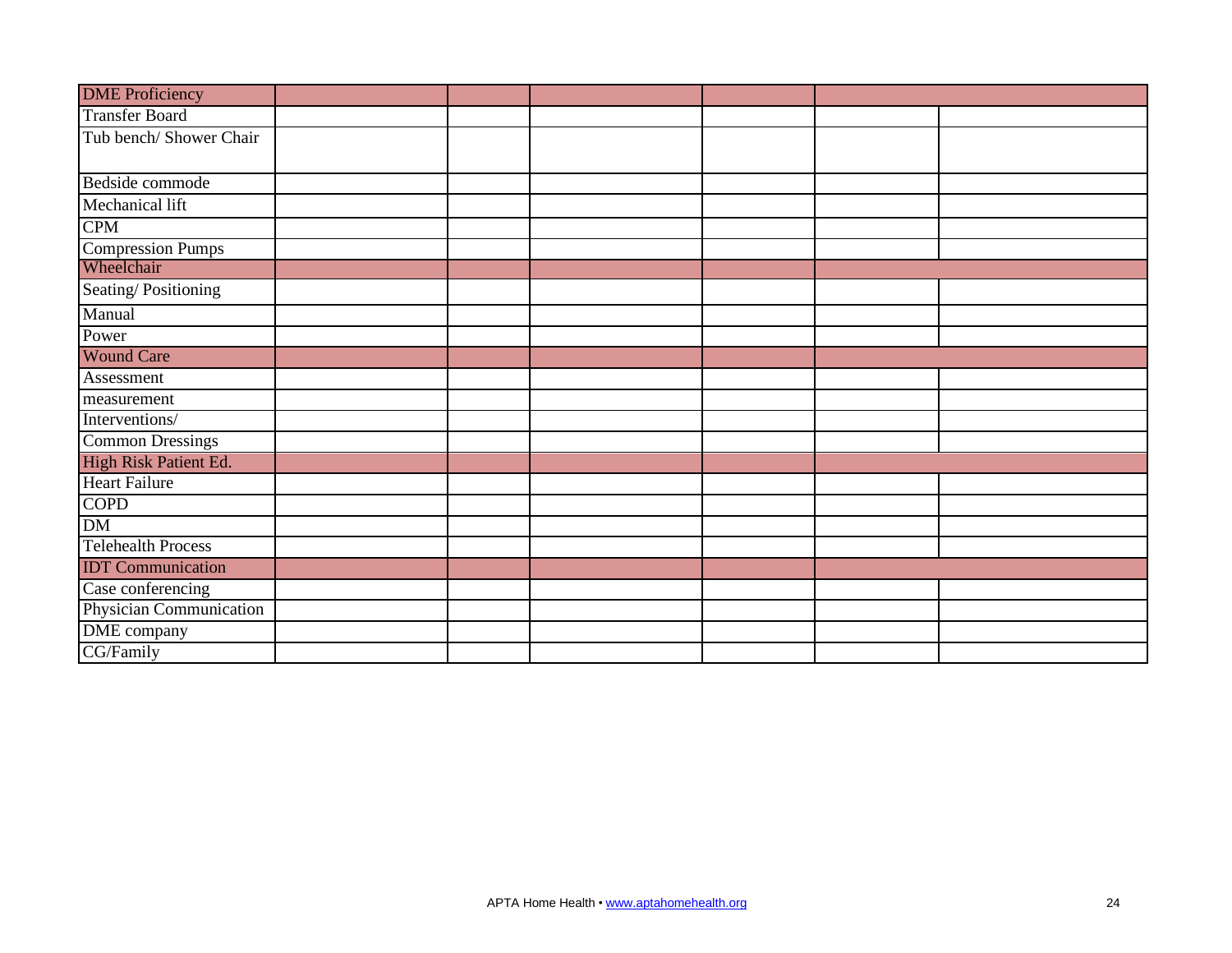| DME Proficiency | | | | | | |
|---|---|---|---|---|---|---|
| Transfer Board | | | | | | |
| Tub bench/ Shower Chair | | | | | | |
| Bedside commode | | | | | | |
| Mechanical lift | | | | | | |
| CPM | | | | | | |
| Compression Pumps | | | | | | |
| Wheelchair | | | | | | |
| Seating/ Positioning | | | | | | |
| Manual | | | | | | |
| Power | | | | | | |
| Wound Care | | | | | | |
| Assessment | | | | | | |
| measurement | | | | | | |
| Interventions/ | | | | | | |
| Common Dressings | | | | | | |
| High Risk Patient Ed. | | | | | | |
| Heart Failure | | | | | | |
| COPD | | | | | | |
| DM | | | | | | |
| Telehealth Process | | | | | | |
| IDT Communication | | | | | | |
| Case conferencing | | | | | | |
| Physician Communication | | | | | | |
| DME company | | | | | | |
| CG/Family | | | | | | |

APTA Home Health • www.aptahomehealth.org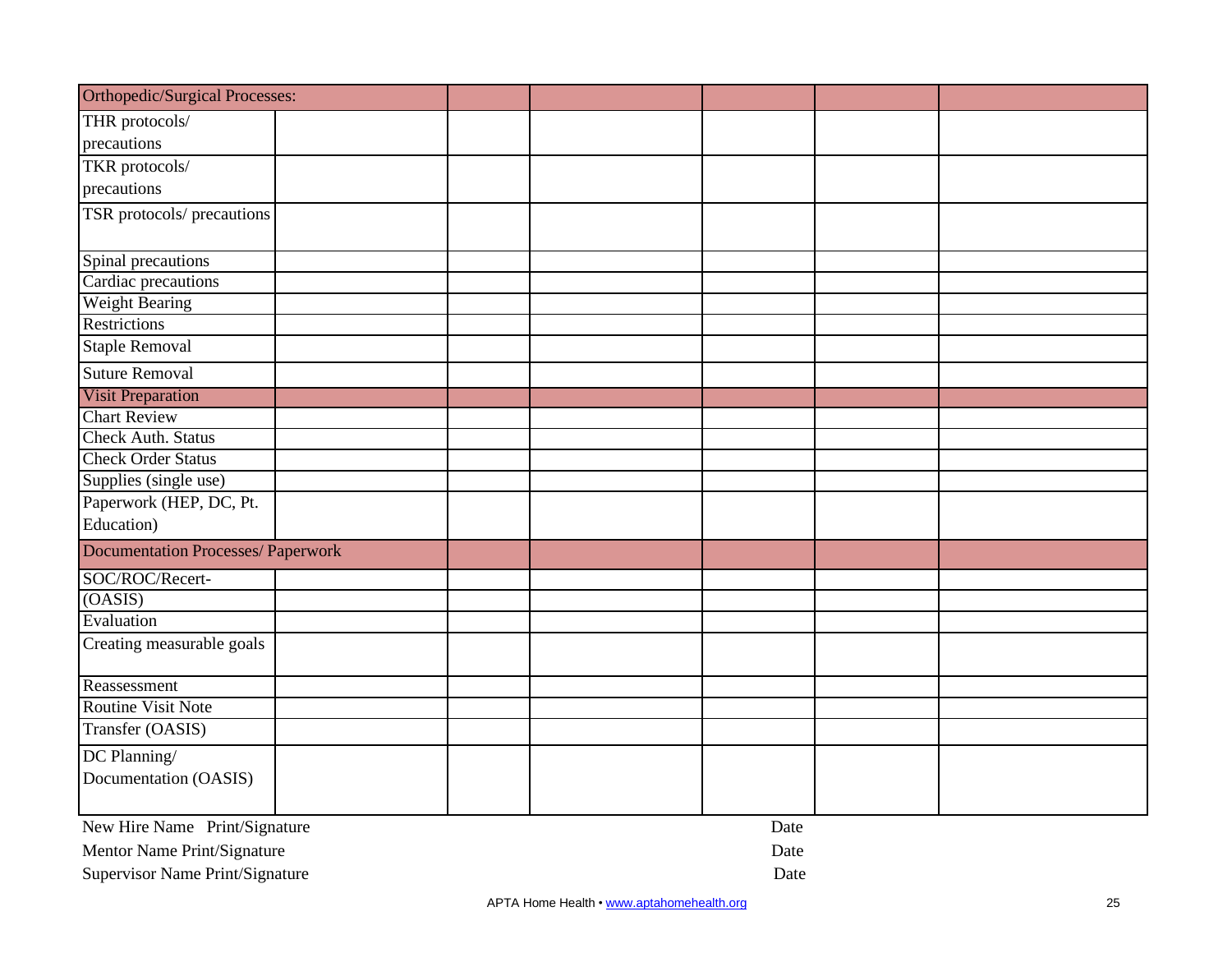| Orthopedic/Surgical Processes: | | | | | | |
|---|---|---|---|---|---|---|
| THR protocols/ precautions | | | | | | |
| TKR protocols/ precautions | | | | | | |
| TSR protocols/ precautions | | | | | | |
| Spinal precautions | | | | | | |
| Cardiac precautions | | | | | | |
| Weight Bearing | | | | | | |
| Restrictions | | | | | | |
| Staple Removal | | | | | | |
| Suture Removal | | | | | | |
| **Visit Preparation** | | | | | | |
| Chart Review | | | | | | |
| Check Auth. Status | | | | | | |
| Check Order Status | | | | | | |
| Supplies (single use) | | | | | | |
| Paperwork (HEP, DC, Pt. Education) | | | | | | |
| **Documentation Processes/ Paperwork** | | | | | | |
| SOC/ROC/Recert- | | | | | | |
| (OASIS) | | | | | | |
| Evaluation | | | | | | |
| Creating measurable goals | | | | | | |
| Reassessment | | | | | | |
| Routine Visit Note | | | | | | |
| Transfer (OASIS) | | | | | | |
| DC Planning/ Documentation (OASIS) | | | | | | |

New Hire Name Print/Signature Date

Mentor Name Print/Signature Date

Supervisor Name Print/Signature Date

APTA Home Health • www.aptahomehealth.org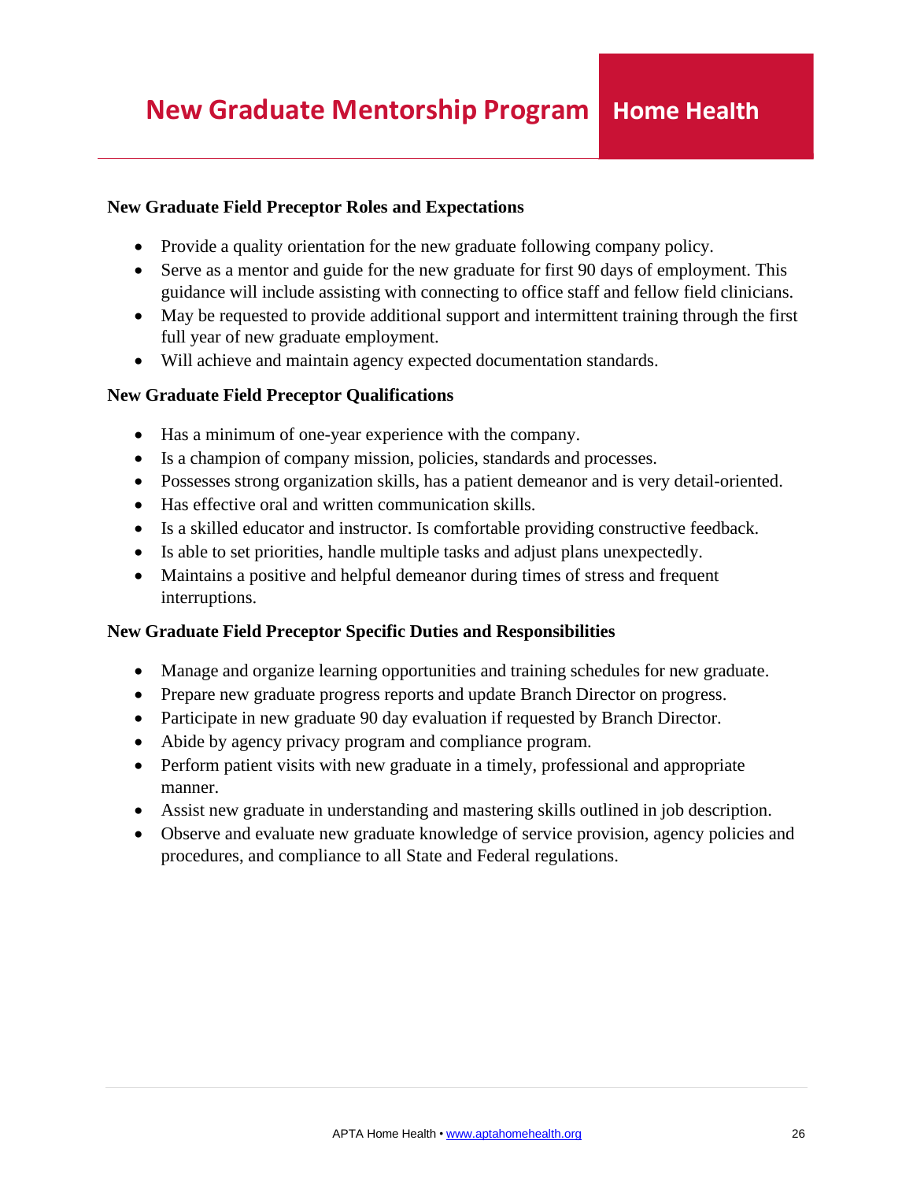### New Graduate Field Preceptor Roles and Expectations

- Provide a quality orientation for the new graduate following company policy.
- Serve as a mentor and guide for the new graduate for first 90 days of employment. This guidance will include assisting with connecting to office staff and fellow field clinicians.
- May be requested to provide additional support and intermittent training through the first full year of new graduate employment.
- Will achieve and maintain agency expected documentation standards.

### New Graduate Field Preceptor Qualifications

- Has a minimum of one-year experience with the company.
- Is a champion of company mission, policies, standards and processes.
- Possesses strong organization skills, has a patient demeanor and is very detail-oriented.
- Has effective oral and written communication skills.
- Is a skilled educator and instructor. Is comfortable providing constructive feedback.
- Is able to set priorities, handle multiple tasks and adjust plans unexpectedly.
- Maintains a positive and helpful demeanor during times of stress and frequent interruptions.

### New Graduate Field Preceptor Specific Duties and Responsibilities

- Manage and organize learning opportunities and training schedules for new graduate.
- Prepare new graduate progress reports and update Branch Director on progress.
- Participate in new graduate 90 day evaluation if requested by Branch Director.
- Abide by agency privacy program and compliance program.
- Perform patient visits with new graduate in a timely, professional and appropriate manner.
- Assist new graduate in understanding and mastering skills outlined in job description.
- Observe and evaluate new graduate knowledge of service provision, agency policies and procedures, and compliance to all State and Federal regulations.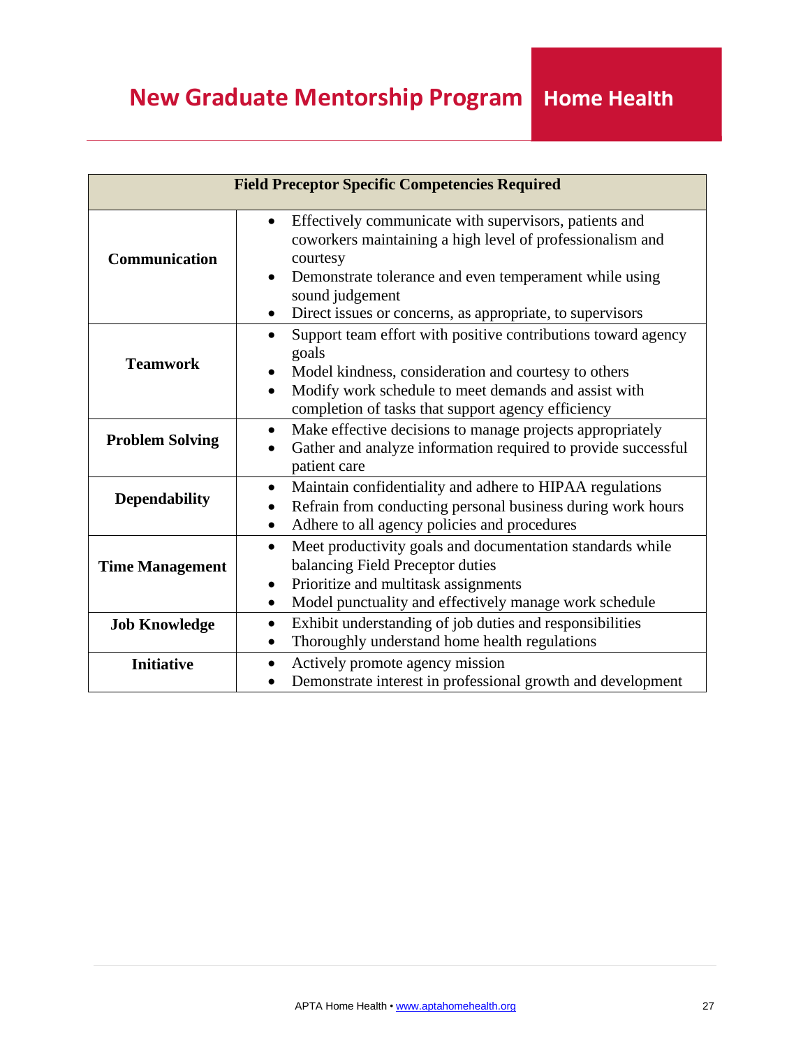| Field Preceptor Specific Competencies Required | |
|---|---|
| **Communication** | • Effectively communicate with supervisors, patients and coworkers maintaining a high level of professionalism and courtesy<br>• Demonstrate tolerance and even temperament while using sound judgement<br>• Direct issues or concerns, as appropriate, to supervisors |
| **Teamwork** | • Support team effort with positive contributions toward agency goals<br>• Model kindness, consideration and courtesy to others<br>• Modify work schedule to meet demands and assist with completion of tasks that support agency efficiency |
| **Problem Solving** | • Make effective decisions to manage projects appropriately<br>• Gather and analyze information required to provide successful patient care |
| **Dependability** | • Maintain confidentiality and adhere to HIPAA regulations<br>• Refrain from conducting personal business during work hours<br>• Adhere to all agency policies and procedures |
| **Time Management** | • Meet productivity goals and documentation standards while balancing Field Preceptor duties<br>• Prioritize and multitask assignments<br>• Model punctuality and effectively manage work schedule |
| **Job Knowledge** | • Exhibit understanding of job duties and responsibilities<br>• Thoroughly understand home health regulations |
| **Initiative** | • Actively promote agency mission<br>• Demonstrate interest in professional growth and development |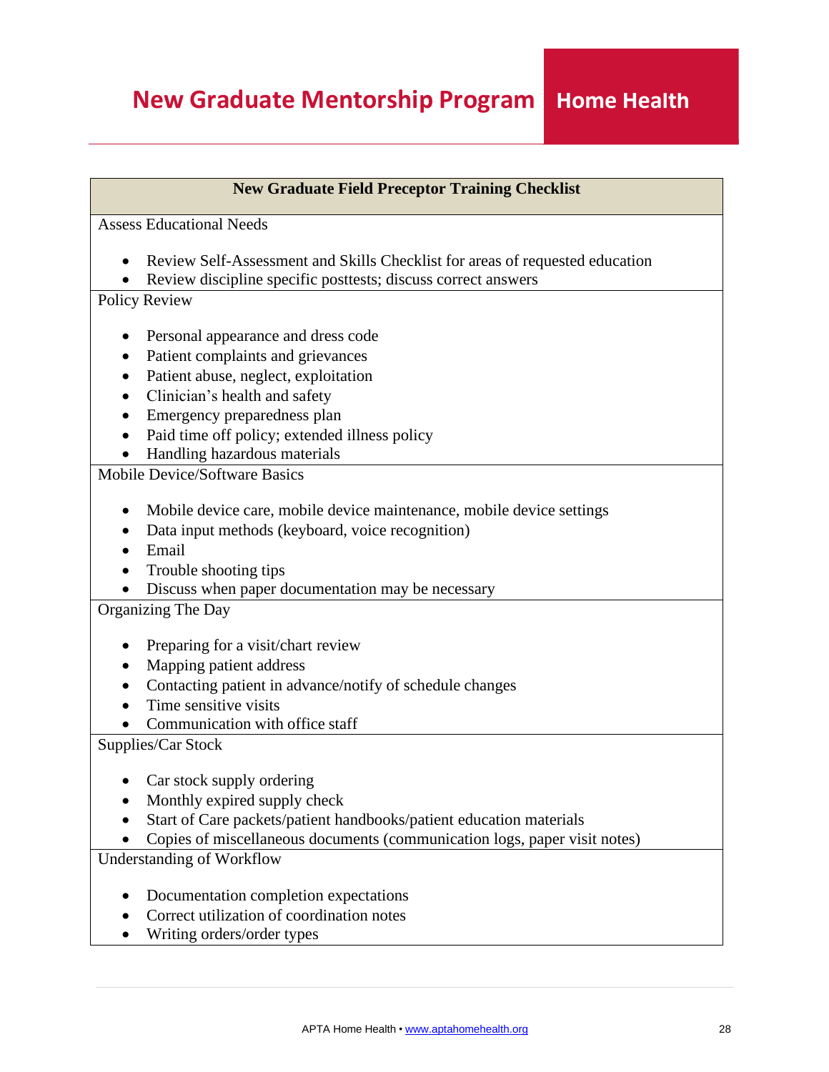# New Graduate Mentorship Program | Home Health

## New Graduate Field Preceptor Training Checklist

**Assess Educational Needs**

- Review Self-Assessment and Skills Checklist for areas of requested education
- Review discipline specific posttests; discuss correct answers

**Policy Review**

- Personal appearance and dress code
- Patient complaints and grievances
- Patient abuse, neglect, exploitation
- Clinician's health and safety
- Emergency preparedness plan
- Paid time off policy; extended illness policy
- Handling hazardous materials

**Mobile Device/Software Basics**

- Mobile device care, mobile device maintenance, mobile device settings
- Data input methods (keyboard, voice recognition)
- Email
- Trouble shooting tips
- Discuss when paper documentation may be necessary

**Organizing The Day**

- Preparing for a visit/chart review
- Mapping patient address
- Contacting patient in advance/notify of schedule changes
- Time sensitive visits
- Communication with office staff

**Supplies/Car Stock**

- Car stock supply ordering
- Monthly expired supply check
- Start of Care packets/patient handbooks/patient education materials
- Copies of miscellaneous documents (communication logs, paper visit notes)

**Understanding of Workflow**

- Documentation completion expectations
- Correct utilization of coordination notes
- Writing orders/order types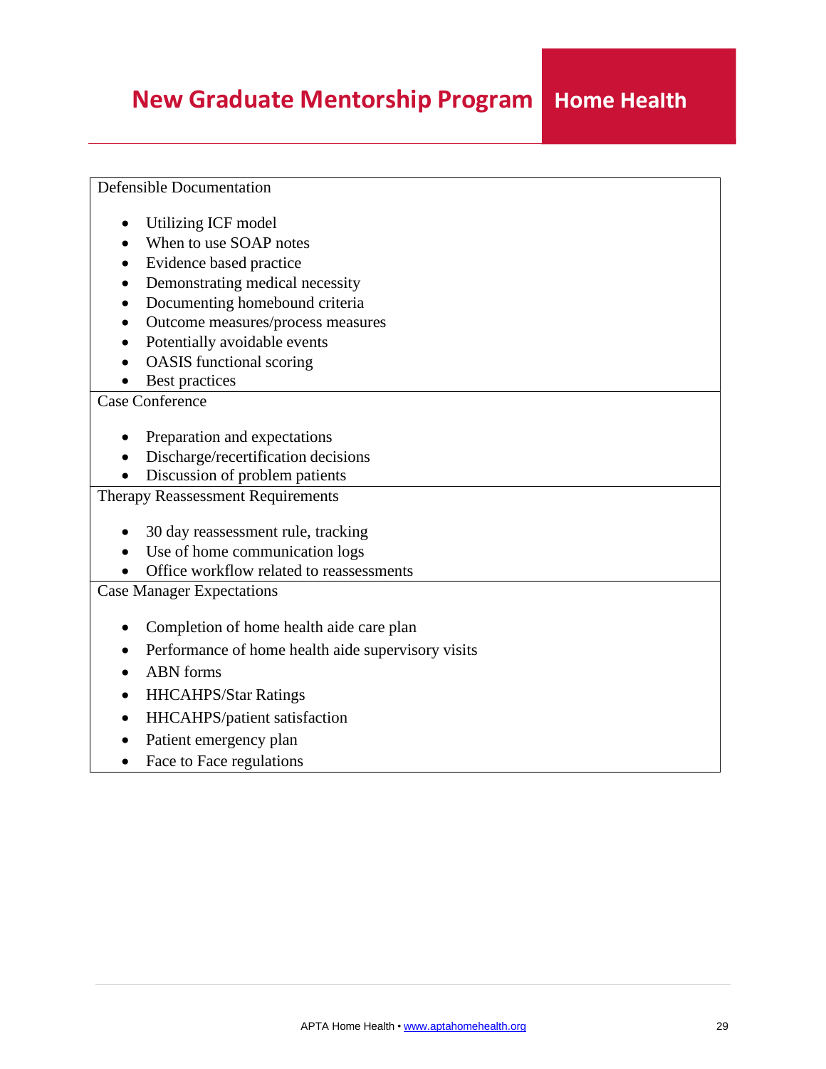| Defensible Documentation<br><br>• Utilizing ICF model<br>• When to use SOAP notes<br>• Evidence based practice<br>• Demonstrating medical necessity<br>• Documenting homebound criteria<br>• Outcome measures/process measures<br>• Potentially avoidable events<br>• OASIS functional scoring<br>• Best practices |
| --- |
| Case Conference<br><br>• Preparation and expectations<br>• Discharge/recertification decisions<br>• Discussion of problem patients |
| Therapy Reassessment Requirements<br><br>• 30 day reassessment rule, tracking<br>• Use of home communication logs<br>• Office workflow related to reassessments |
| Case Manager Expectations<br><br>• Completion of home health aide care plan<br>• Performance of home health aide supervisory visits<br>• ABN forms<br>• HHCAHPS/Star Ratings<br>• HHCAHPS/patient satisfaction<br>• Patient emergency plan<br>• Face to Face regulations |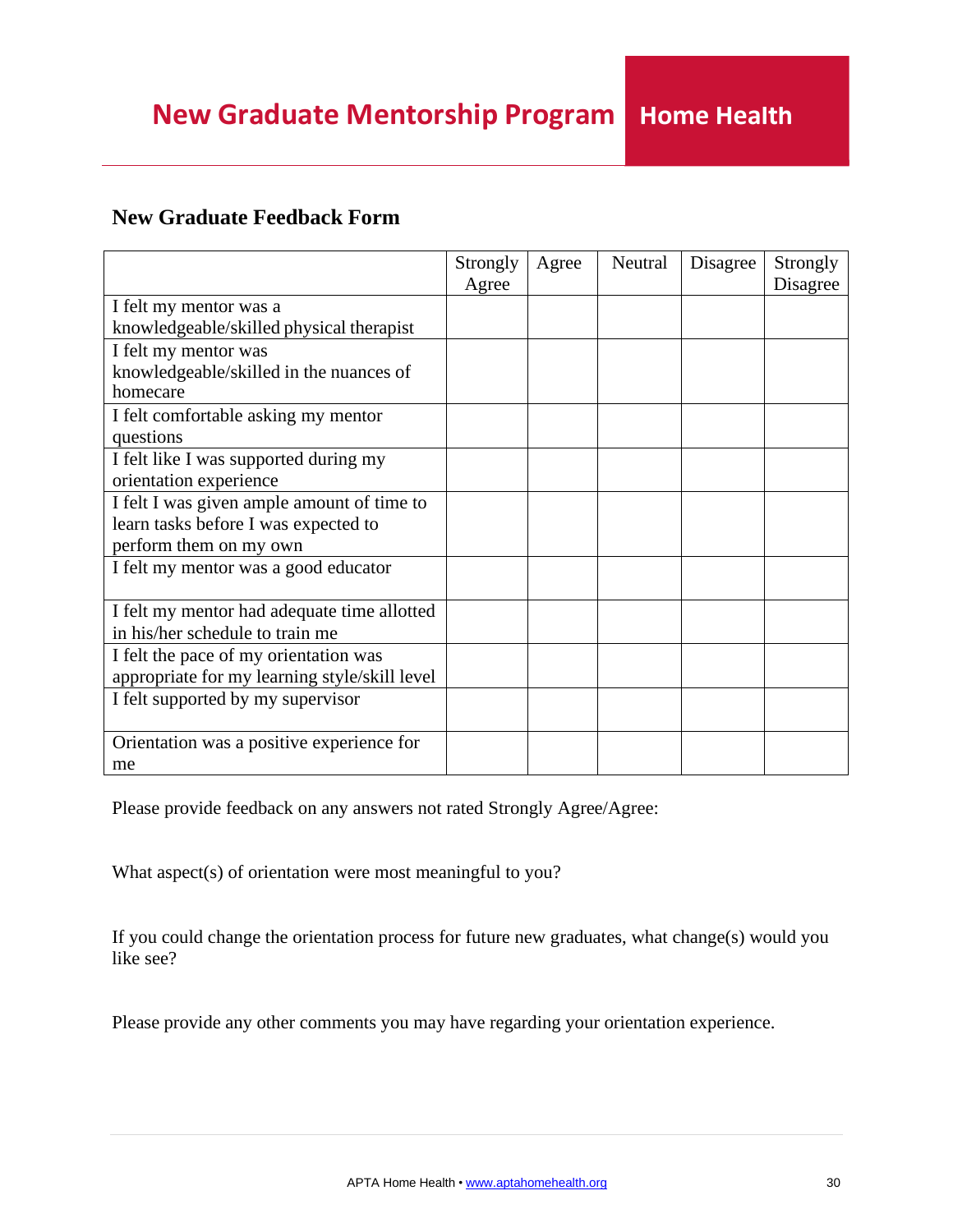# New Graduate Mentorship Program

## New Graduate Feedback Form

| | Strongly Agree | Agree | Neutral | Disagree | Strongly Disagree |
|---|---|---|---|---|---|
| I felt my mentor was a knowledgeable/skilled physical therapist | | | | | |
| I felt my mentor was knowledgeable/skilled in the nuances of homecare | | | | | |
| I felt comfortable asking my mentor questions | | | | | |
| I felt like I was supported during my orientation experience | | | | | |
| I felt I was given ample amount of time to learn tasks before I was expected to perform them on my own | | | | | |
| I felt my mentor was a good educator | | | | | |
| I felt my mentor had adequate time allotted in his/her schedule to train me | | | | | |
| I felt the pace of my orientation was appropriate for my learning style/skill level | | | | | |
| I felt supported by my supervisor | | | | | |
| Orientation was a positive experience for me | | | | | |

Please provide feedback on any answers not rated Strongly Agree/Agree:

What aspect(s) of orientation were most meaningful to you?

If you could change the orientation process for future new graduates, what change(s) would you like see?

Please provide any other comments you may have regarding your orientation experience.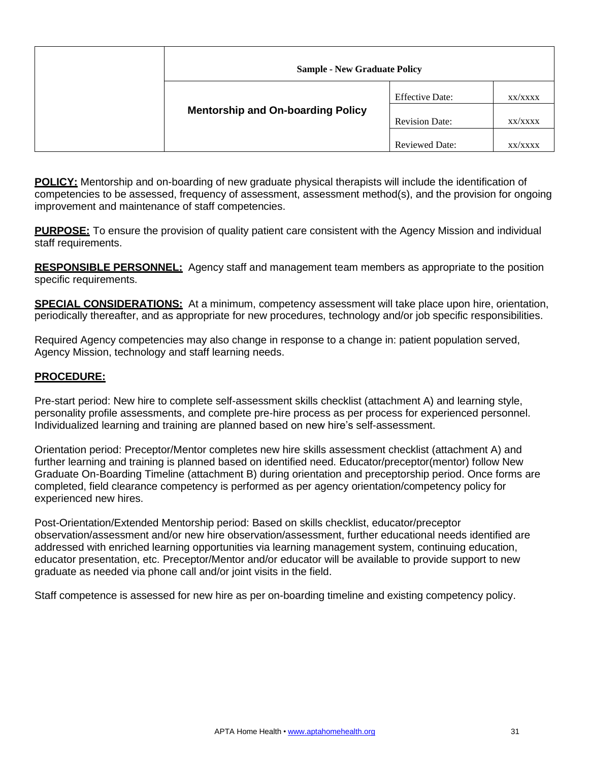| | | | |
|---|---|---|---|
| | **Sample - New Graduate Policy** | | |
| | **Mentorship and On-boarding Policy** | Effective Date: | xx/xxxx |
| | | Revision Date: | xx/xxxx |
| | | Reviewed Date: | xx/xxxx |

**POLICY:** Mentorship and on-boarding of new graduate physical therapists will include the identification of competencies to be assessed, frequency of assessment, assessment method(s), and the provision for ongoing improvement and maintenance of staff competencies.

**PURPOSE:** To ensure the provision of quality patient care consistent with the Agency Mission and individual staff requirements.

**RESPONSIBLE PERSONNEL:** Agency staff and management team members as appropriate to the position specific requirements.

**SPECIAL CONSIDERATIONS:** At a minimum, competency assessment will take place upon hire, orientation, periodically thereafter, and as appropriate for new procedures, technology and/or job specific responsibilities.

Required Agency competencies may also change in response to a change in: patient population served, Agency Mission, technology and staff learning needs.

**PROCEDURE:**

Pre-start period: New hire to complete self-assessment skills checklist (attachment A) and learning style, personality profile assessments, and complete pre-hire process as per process for experienced personnel. Individualized learning and training are planned based on new hire's self-assessment.

Orientation period: Preceptor/Mentor completes new hire skills assessment checklist (attachment A) and further learning and training is planned based on identified need. Educator/preceptor(mentor) follow New Graduate On-Boarding Timeline (attachment B) during orientation and preceptorship period. Once forms are completed, field clearance competency is performed as per agency orientation/competency policy for experienced new hires.

Post-Orientation/Extended Mentorship period: Based on skills checklist, educator/preceptor observation/assessment and/or new hire observation/assessment, further educational needs identified are addressed with enriched learning opportunities via learning management system, continuing education, educator presentation, etc. Preceptor/Mentor and/or educator will be available to provide support to new graduate as needed via phone call and/or joint visits in the field.

Staff competence is assessed for new hire as per on-boarding timeline and existing competency policy.